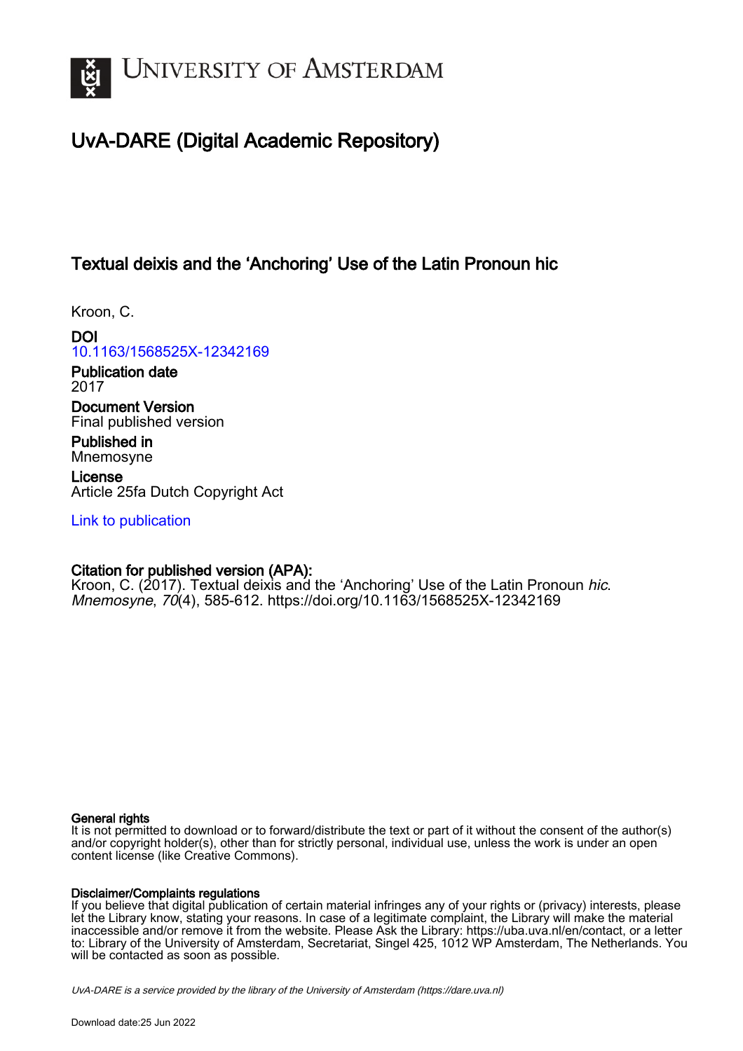# UvA-DARE (Digital Academic Repository)

## Textual deixis and the 'Anchoring' Use of the Latin Pronoun hic

Kroon, C.

**DOI**
10.1163/1568525X-12342169

**Publication date**
2017

**Document Version**
Final published version

**Published in**
Mnemosyne

**License**
Article 25fa Dutch Copyright Act

Link to publication

**Citation for published version (APA):**
Kroon, C. (2017). Textual deixis and the 'Anchoring' Use of the Latin Pronoun *hic*. *Mnemosyne*, *70*(4), 585-612. https://doi.org/10.1163/1568525X-12342169

**General rights**
It is not permitted to download or to forward/distribute the text or part of it without the consent of the author(s) and/or copyright holder(s), other than for strictly personal, individual use, unless the work is under an open content license (like Creative Commons).

**Disclaimer/Complaints regulations**
If you believe that digital publication of certain material infringes any of your rights or (privacy) interests, please let the Library know, stating your reasons. In case of a legitimate complaint, the Library will make the material inaccessible and/or remove it from the website. Please Ask the Library: https://uba.uva.nl/en/contact, or a letter to: Library of the University of Amsterdam, Secretariat, Singel 425, 1012 WP Amsterdam, The Netherlands. You will be contacted as soon as possible.

*UvA-DARE is a service provided by the library of the University of Amsterdam (https://dare.uva.nl)*

Download date:25 Jun 2022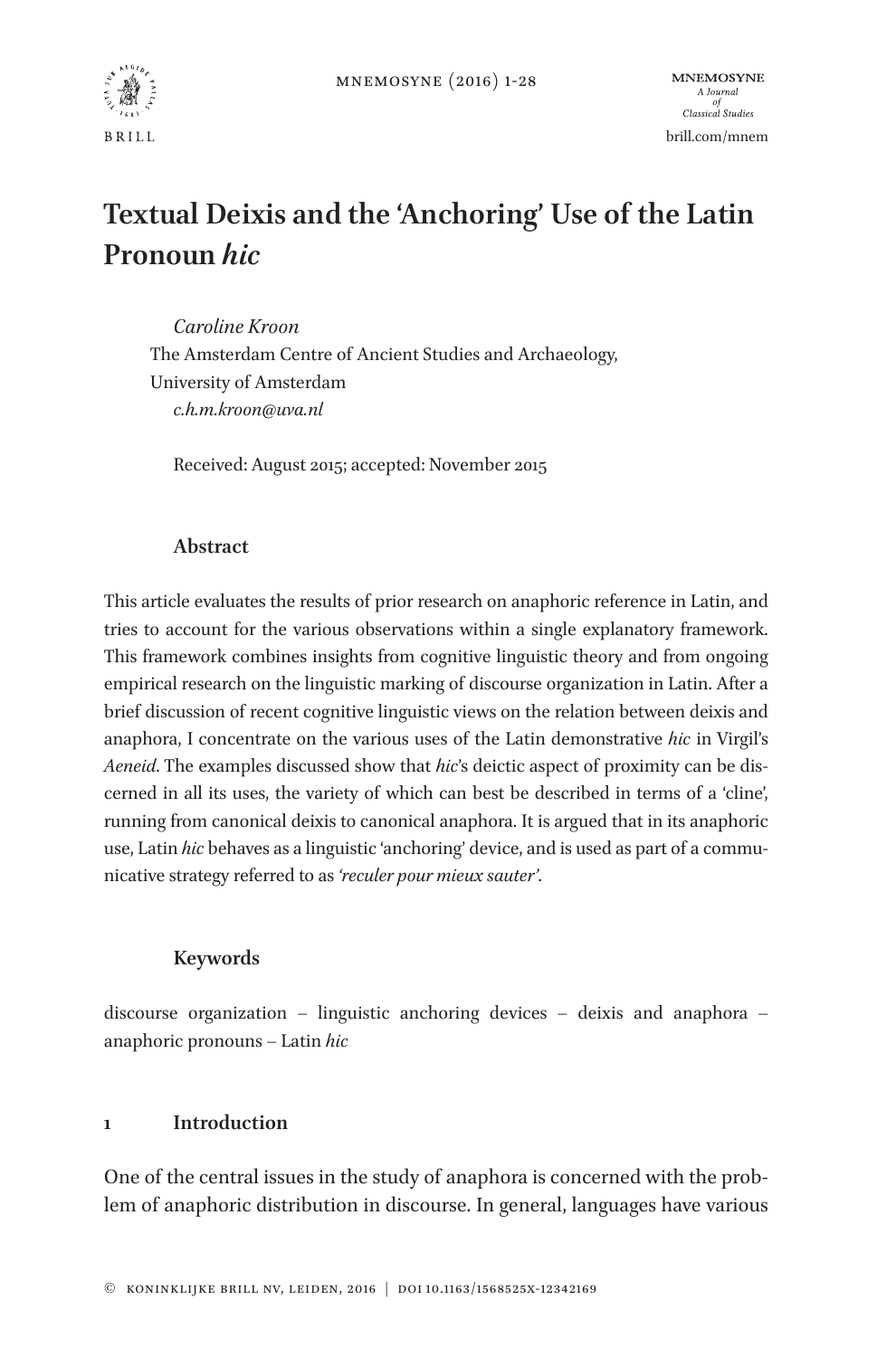# Textual Deixis and the 'Anchoring' Use of the Latin Pronoun *hic*

*Caroline Kroon*
The Amsterdam Centre of Ancient Studies and Archaeology,
University of Amsterdam
*c.h.m.kroon@uva.nl*

Received: August 2015; accepted: November 2015

### Abstract

This article evaluates the results of prior research on anaphoric reference in Latin, and tries to account for the various observations within a single explanatory framework. This framework combines insights from cognitive linguistic theory and from ongoing empirical research on the linguistic marking of discourse organization in Latin. After a brief discussion of recent cognitive linguistic views on the relation between deixis and anaphora, I concentrate on the various uses of the Latin demonstrative *hic* in Virgil's *Aeneid*. The examples discussed show that *hic*'s deictic aspect of proximity can be discerned in all its uses, the variety of which can best be described in terms of a 'cline', running from canonical deixis to canonical anaphora. It is argued that in its anaphoric use, Latin *hic* behaves as a linguistic 'anchoring' device, and is used as part of a communicative strategy referred to as *'reculer pour mieux sauter'*.

### Keywords

discourse organization – linguistic anchoring devices – deixis and anaphora – anaphoric pronouns – Latin *hic*

## 1 Introduction

One of the central issues in the study of anaphora is concerned with the problem of anaphoric distribution in discourse. In general, languages have various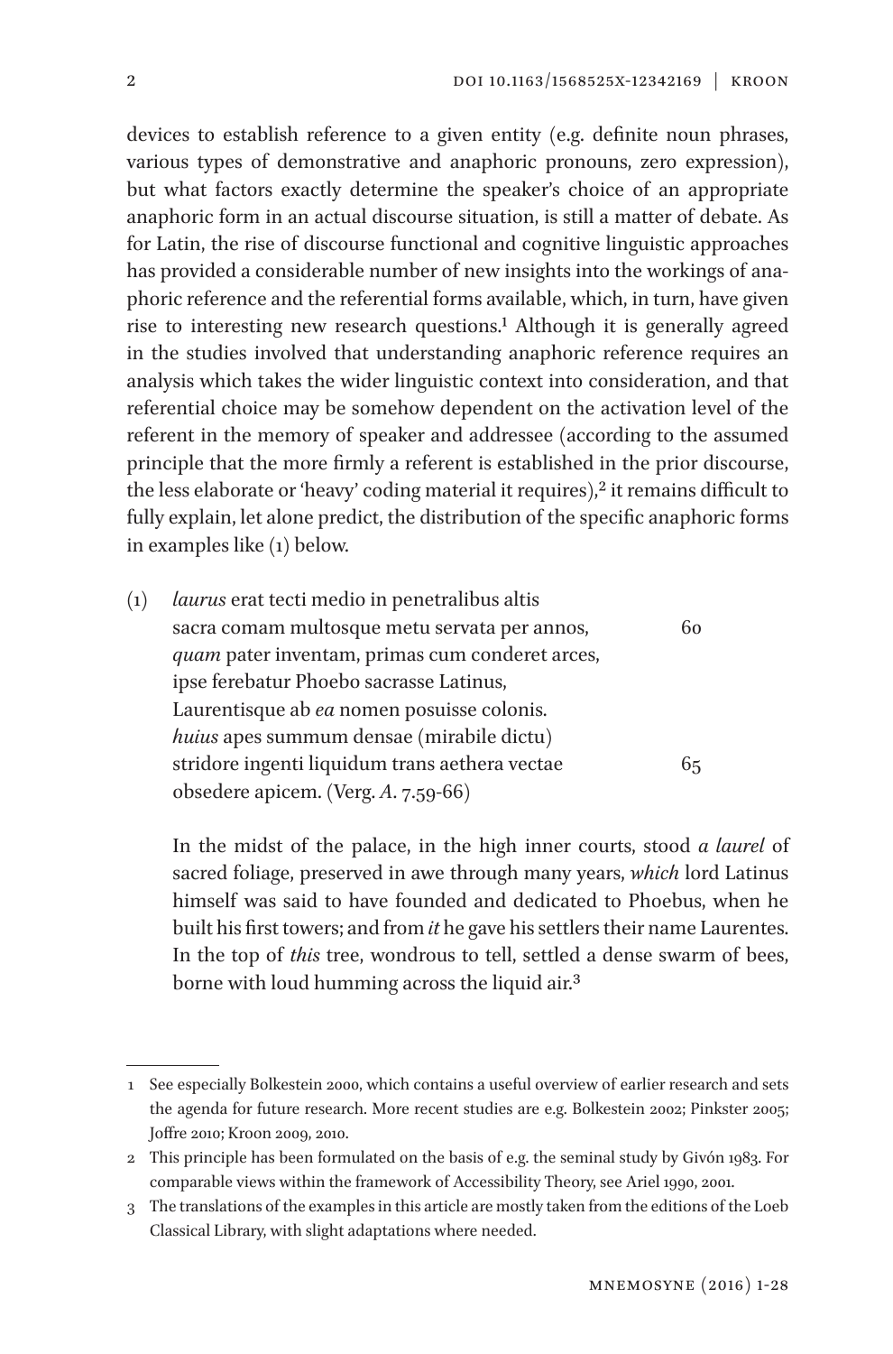devices to establish reference to a given entity (e.g. definite noun phrases, various types of demonstrative and anaphoric pronouns, zero expression), but what factors exactly determine the speaker's choice of an appropriate anaphoric form in an actual discourse situation, is still a matter of debate. As for Latin, the rise of discourse functional and cognitive linguistic approaches has provided a considerable number of new insights into the workings of anaphoric reference and the referential forms available, which, in turn, have given rise to interesting new research questions.[1] Although it is generally agreed in the studies involved that understanding anaphoric reference requires an analysis which takes the wider linguistic context into consideration, and that referential choice may be somehow dependent on the activation level of the referent in the memory of speaker and addressee (according to the assumed principle that the more firmly a referent is established in the prior discourse, the less elaborate or 'heavy' coding material it requires),[2] it remains difficult to fully explain, let alone predict, the distribution of the specific anaphoric forms in examples like (1) below.

(1) *laurus* erat tecti medio in penetralibus altis
sacra comam multosque metu servata per annos, 60
*quam* pater inventam, primas cum conderet arces,
ipse ferebatur Phoebo sacrasse Latinus,
Laurentisque ab *ea* nomen posuisse colonis.
*huius* apes summum densae (mirabile dictu)
stridore ingenti liquidum trans aethera vectae 65
obsedere apicem. (Verg. *A*. 7.59-66)

In the midst of the palace, in the high inner courts, stood *a laurel* of sacred foliage, preserved in awe through many years, *which* lord Latinus himself was said to have founded and dedicated to Phoebus, when he built his first towers; and from *it* he gave his settlers their name Laurentes. In the top of *this* tree, wondrous to tell, settled a dense swarm of bees, borne with loud humming across the liquid air.[3]

---

1 See especially Bolkestein 2000, which contains a useful overview of earlier research and sets the agenda for future research. More recent studies are e.g. Bolkestein 2002; Pinkster 2005; Joffre 2010; Kroon 2009, 2010.

2 This principle has been formulated on the basis of e.g. the seminal study by Givón 1983. For comparable views within the framework of Accessibility Theory, see Ariel 1990, 2001.

3 The translations of the examples in this article are mostly taken from the editions of the Loeb Classical Library, with slight adaptations where needed.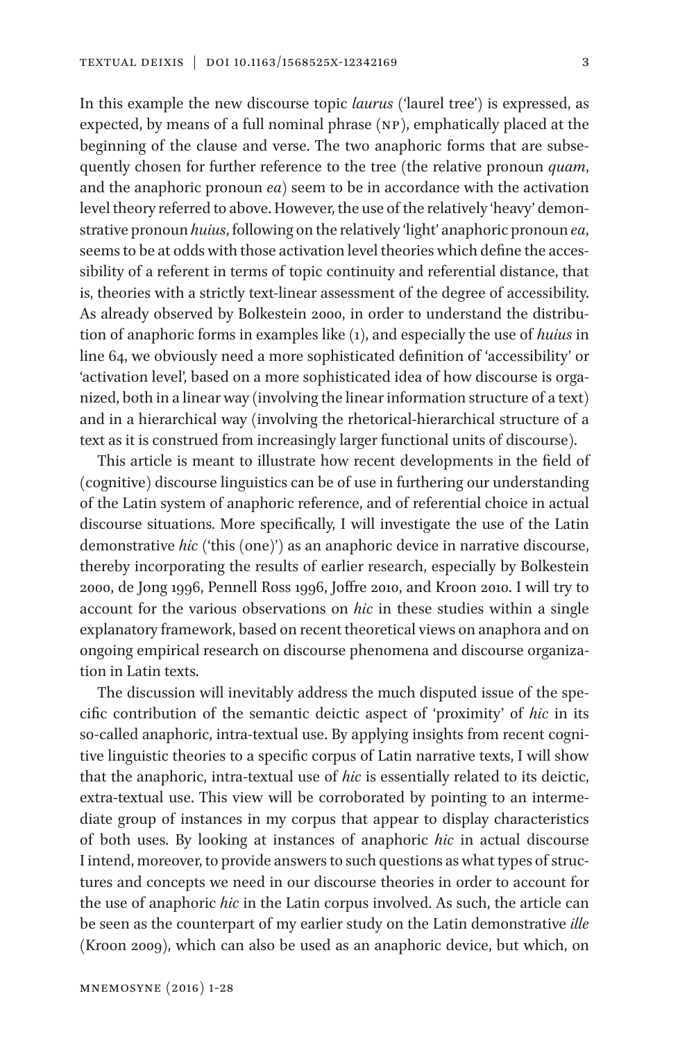In this example the new discourse topic *laurus* ('laurel tree') is expressed, as expected, by means of a full nominal phrase (NP), emphatically placed at the beginning of the clause and verse. The two anaphoric forms that are subsequently chosen for further reference to the tree (the relative pronoun *quam*, and the anaphoric pronoun *ea*) seem to be in accordance with the activation level theory referred to above. However, the use of the relatively 'heavy' demonstrative pronoun *huius*, following on the relatively 'light' anaphoric pronoun *ea*, seems to be at odds with those activation level theories which define the accessibility of a referent in terms of topic continuity and referential distance, that is, theories with a strictly text-linear assessment of the degree of accessibility. As already observed by Bolkestein 2000, in order to understand the distribution of anaphoric forms in examples like (1), and especially the use of *huius* in line 64, we obviously need a more sophisticated definition of 'accessibility' or 'activation level', based on a more sophisticated idea of how discourse is organized, both in a linear way (involving the linear information structure of a text) and in a hierarchical way (involving the rhetorical-hierarchical structure of a text as it is construed from increasingly larger functional units of discourse).

This article is meant to illustrate how recent developments in the field of (cognitive) discourse linguistics can be of use in furthering our understanding of the Latin system of anaphoric reference, and of referential choice in actual discourse situations. More specifically, I will investigate the use of the Latin demonstrative *hic* ('this (one)') as an anaphoric device in narrative discourse, thereby incorporating the results of earlier research, especially by Bolkestein 2000, de Jong 1996, Pennell Ross 1996, Joffre 2010, and Kroon 2010. I will try to account for the various observations on *hic* in these studies within a single explanatory framework, based on recent theoretical views on anaphora and on ongoing empirical research on discourse phenomena and discourse organization in Latin texts.

The discussion will inevitably address the much disputed issue of the specific contribution of the semantic deictic aspect of 'proximity' of *hic* in its so-called anaphoric, intra-textual use. By applying insights from recent cognitive linguistic theories to a specific corpus of Latin narrative texts, I will show that the anaphoric, intra-textual use of *hic* is essentially related to its deictic, extra-textual use. This view will be corroborated by pointing to an intermediate group of instances in my corpus that appear to display characteristics of both uses. By looking at instances of anaphoric *hic* in actual discourse I intend, moreover, to provide answers to such questions as what types of structures and concepts we need in our discourse theories in order to account for the use of anaphoric *hic* in the Latin corpus involved. As such, the article can be seen as the counterpart of my earlier study on the Latin demonstrative *ille* (Kroon 2009), which can also be used as an anaphoric device, but which, on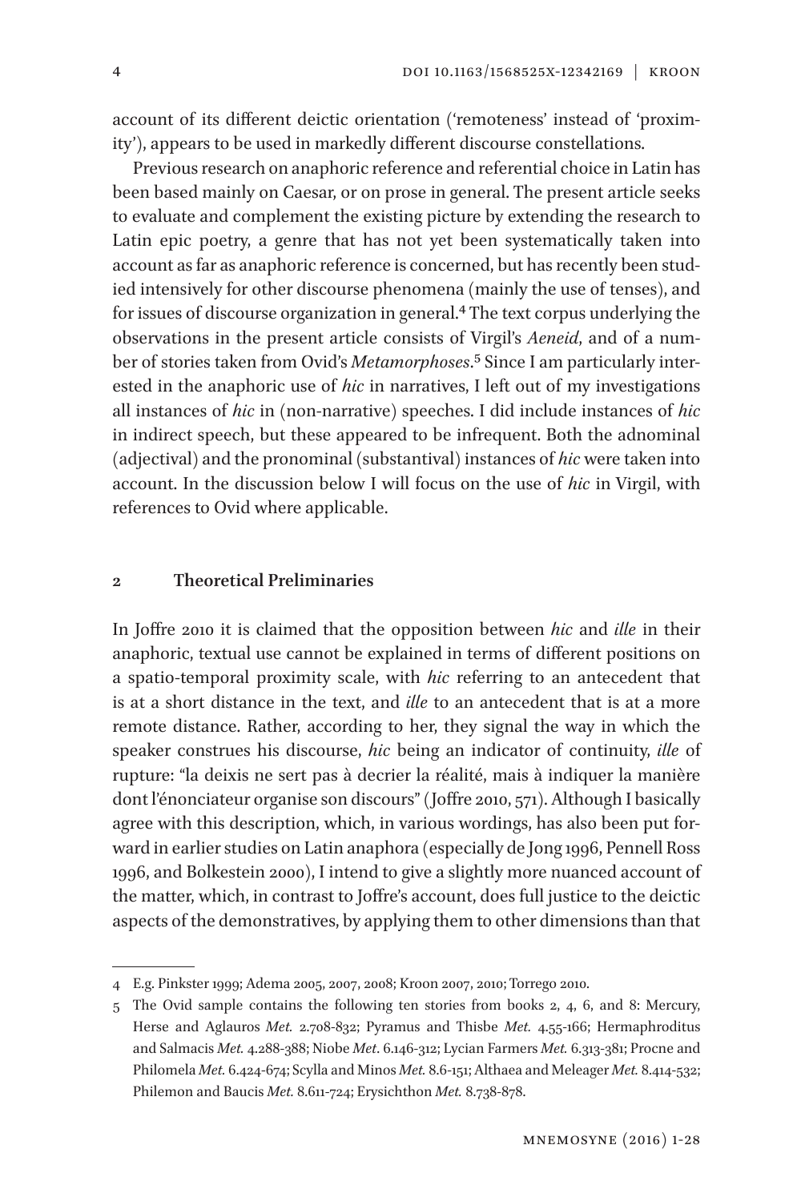account of its different deictic orientation ('remoteness' instead of 'proximity'), appears to be used in markedly different discourse constellations.

Previous research on anaphoric reference and referential choice in Latin has been based mainly on Caesar, or on prose in general. The present article seeks to evaluate and complement the existing picture by extending the research to Latin epic poetry, a genre that has not yet been systematically taken into account as far as anaphoric reference is concerned, but has recently been studied intensively for other discourse phenomena (mainly the use of tenses), and for issues of discourse organization in general.[4] The text corpus underlying the observations in the present article consists of Virgil's *Aeneid*, and of a number of stories taken from Ovid's *Metamorphoses*.[5] Since I am particularly interested in the anaphoric use of *hic* in narratives, I left out of my investigations all instances of *hic* in (non-narrative) speeches. I did include instances of *hic* in indirect speech, but these appeared to be infrequent. Both the adnominal (adjectival) and the pronominal (substantival) instances of *hic* were taken into account. In the discussion below I will focus on the use of *hic* in Virgil, with references to Ovid where applicable.

## 2 Theoretical Preliminaries

In Joffre 2010 it is claimed that the opposition between *hic* and *ille* in their anaphoric, textual use cannot be explained in terms of different positions on a spatio-temporal proximity scale, with *hic* referring to an antecedent that is at a short distance in the text, and *ille* to an antecedent that is at a more remote distance. Rather, according to her, they signal the way in which the speaker construes his discourse, *hic* being an indicator of continuity, *ille* of rupture: "la deixis ne sert pas à decrier la réalité, mais à indiquer la manière dont l'énonciateur organise son discours" (Joffre 2010, 571). Although I basically agree with this description, which, in various wordings, has also been put forward in earlier studies on Latin anaphora (especially de Jong 1996, Pennell Ross 1996, and Bolkestein 2000), I intend to give a slightly more nuanced account of the matter, which, in contrast to Joffre's account, does full justice to the deictic aspects of the demonstratives, by applying them to other dimensions than that

---

4 E.g. Pinkster 1999; Adema 2005, 2007, 2008; Kroon 2007, 2010; Torrego 2010.

5 The Ovid sample contains the following ten stories from books 2, 4, 6, and 8: Mercury, Herse and Aglauros *Met.* 2.708-832; Pyramus and Thisbe *Met.* 4.55-166; Hermaphroditus and Salmacis *Met.* 4.288-388; Niobe *Met*. 6.146-312; Lycian Farmers *Met.* 6.313-381; Procne and Philomela *Met.* 6.424-674; Scylla and Minos *Met.* 8.6-151; Althaea and Meleager *Met.* 8.414-532; Philemon and Baucis *Met.* 8.611-724; Erysichthon *Met.* 8.738-878.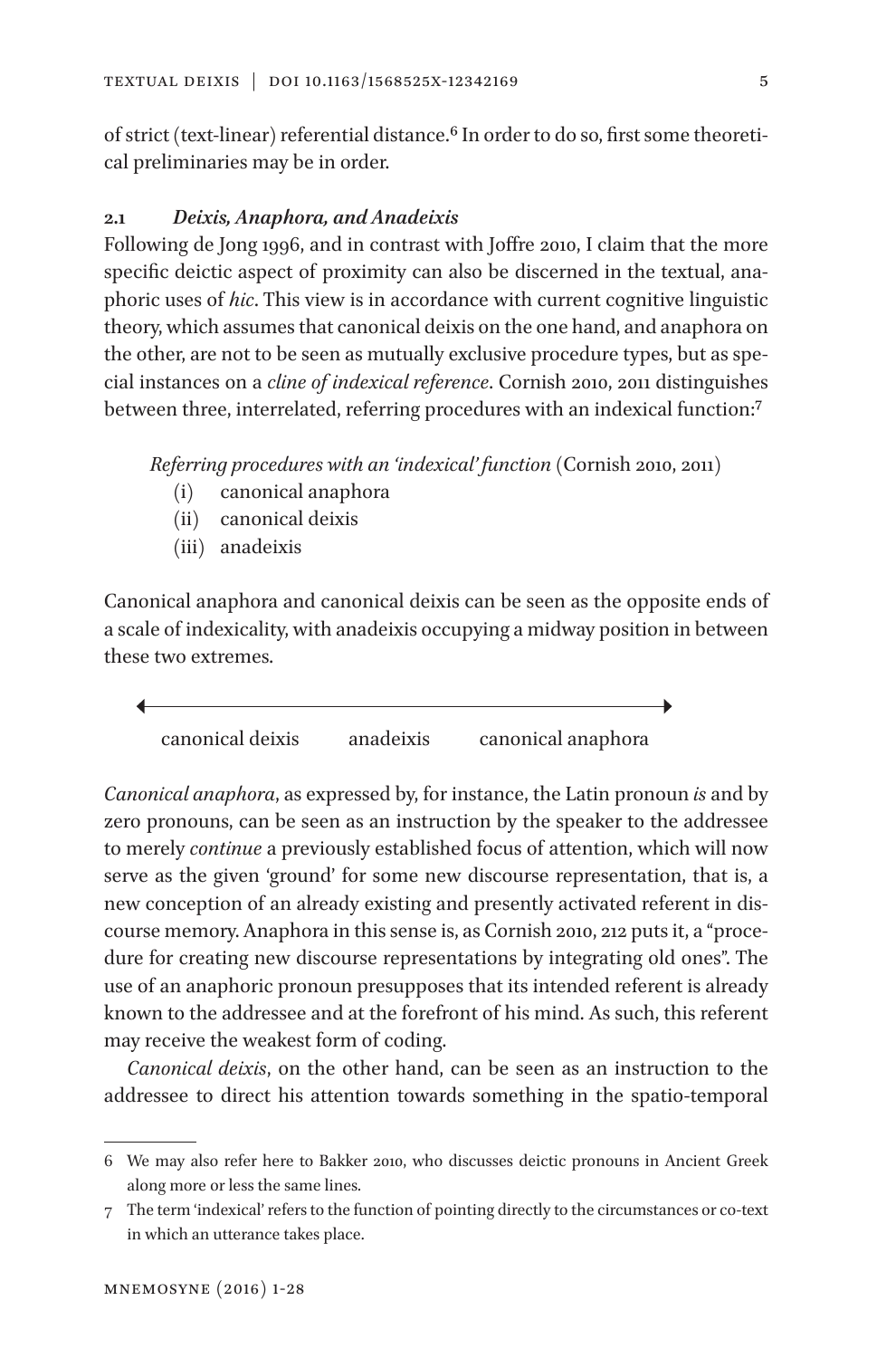of strict (text-linear) referential distance.[6] In order to do so, first some theoretical preliminaries may be in order.

### 2.1 *Deixis, Anaphora, and Anadeixis*

Following de Jong 1996, and in contrast with Joffre 2010, I claim that the more specific deictic aspect of proximity can also be discerned in the textual, anaphoric uses of *hic*. This view is in accordance with current cognitive linguistic theory, which assumes that canonical deixis on the one hand, and anaphora on the other, are not to be seen as mutually exclusive procedure types, but as special instances on a *cline of indexical reference*. Cornish 2010, 2011 distinguishes between three, interrelated, referring procedures with an indexical function:[7]

*Referring procedures with an 'indexical' function* (Cornish 2010, 2011)

(i) canonical anaphora
(ii) canonical deixis
(iii) anadeixis

Canonical anaphora and canonical deixis can be seen as the opposite ends of a scale of indexicality, with anadeixis occupying a midway position in between these two extremes.

canonical deixis    anadeixis    canonical anaphora

*Canonical anaphora*, as expressed by, for instance, the Latin pronoun *is* and by zero pronouns, can be seen as an instruction by the speaker to the addressee to merely *continue* a previously established focus of attention, which will now serve as the given 'ground' for some new discourse representation, that is, a new conception of an already existing and presently activated referent in discourse memory. Anaphora in this sense is, as Cornish 2010, 212 puts it, a "procedure for creating new discourse representations by integrating old ones". The use of an anaphoric pronoun presupposes that its intended referent is already known to the addressee and at the forefront of his mind. As such, this referent may receive the weakest form of coding.

*Canonical deixis*, on the other hand, can be seen as an instruction to the addressee to direct his attention towards something in the spatio-temporal

---

6 We may also refer here to Bakker 2010, who discusses deictic pronouns in Ancient Greek along more or less the same lines.

7 The term 'indexical' refers to the function of pointing directly to the circumstances or co-text in which an utterance takes place.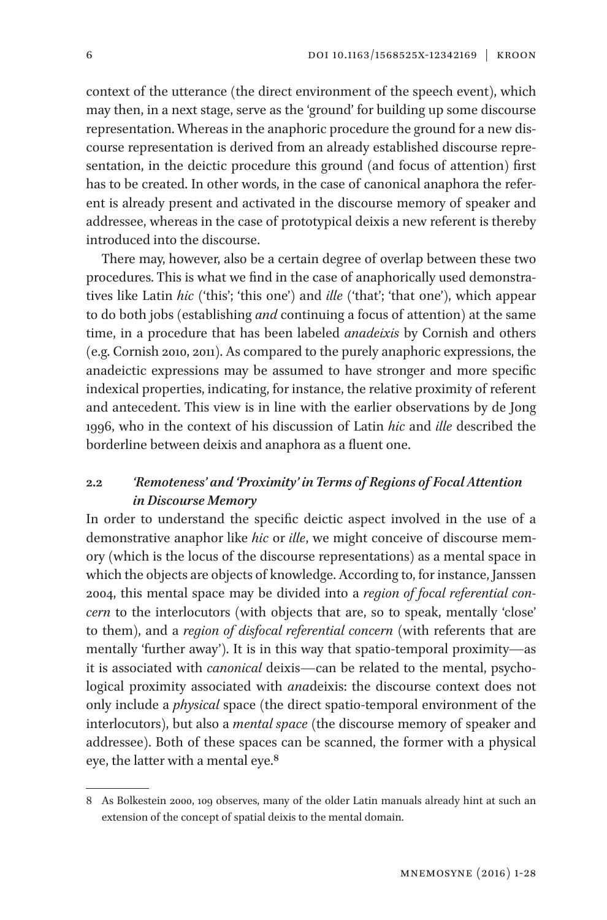context of the utterance (the direct environment of the speech event), which may then, in a next stage, serve as the 'ground' for building up some discourse representation. Whereas in the anaphoric procedure the ground for a new discourse representation is derived from an already established discourse representation, in the deictic procedure this ground (and focus of attention) first has to be created. In other words, in the case of canonical anaphora the referent is already present and activated in the discourse memory of speaker and addressee, whereas in the case of prototypical deixis a new referent is thereby introduced into the discourse.

There may, however, also be a certain degree of overlap between these two procedures. This is what we find in the case of anaphorically used demonstratives like Latin *hic* ('this'; 'this one') and *ille* ('that'; 'that one'), which appear to do both jobs (establishing *and* continuing a focus of attention) at the same time, in a procedure that has been labeled *anadeixis* by Cornish and others (e.g. Cornish 2010, 2011). As compared to the purely anaphoric expressions, the anadeictic expressions may be assumed to have stronger and more specific indexical properties, indicating, for instance, the relative proximity of referent and antecedent. This view is in line with the earlier observations by de Jong 1996, who in the context of his discussion of Latin *hic* and *ille* described the borderline between deixis and anaphora as a fluent one.

### 2.2 *'Remoteness' and 'Proximity' in Terms of Regions of Focal Attention in Discourse Memory*

In order to understand the specific deictic aspect involved in the use of a demonstrative anaphor like *hic* or *ille*, we might conceive of discourse memory (which is the locus of the discourse representations) as a mental space in which the objects are objects of knowledge. According to, for instance, Janssen 2004, this mental space may be divided into a *region of focal referential concern* to the interlocutors (with objects that are, so to speak, mentally 'close' to them), and a *region of disfocal referential concern* (with referents that are mentally 'further away'). It is in this way that spatio-temporal proximity—as it is associated with *canonical* deixis—can be related to the mental, psychological proximity associated with *ana*deixis: the discourse context does not only include a *physical* space (the direct spatio-temporal environment of the interlocutors), but also a *mental space* (the discourse memory of speaker and addressee). Both of these spaces can be scanned, the former with a physical eye, the latter with a mental eye.[8]

---

8 As Bolkestein 2000, 109 observes, many of the older Latin manuals already hint at such an extension of the concept of spatial deixis to the mental domain.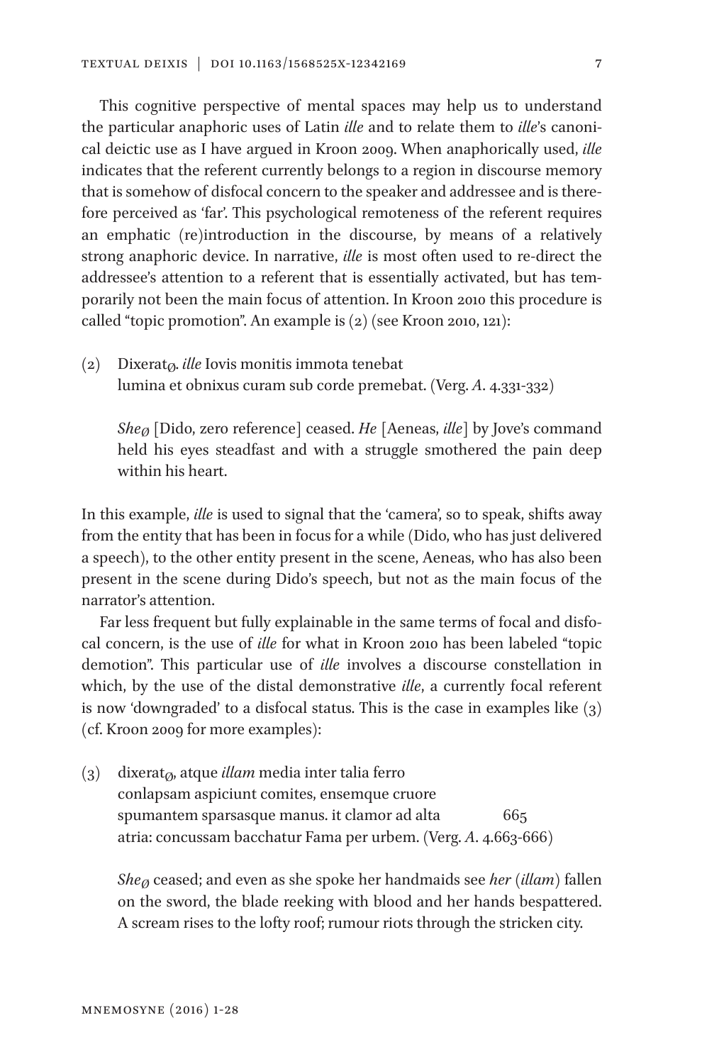This cognitive perspective of mental spaces may help us to understand the particular anaphoric uses of Latin *ille* and to relate them to *ille*'s canonical deictic use as I have argued in Kroon 2009. When anaphorically used, *ille* indicates that the referent currently belongs to a region in discourse memory that is somehow of disfocal concern to the speaker and addressee and is therefore perceived as 'far'. This psychological remoteness of the referent requires an emphatic (re)introduction in the discourse, by means of a relatively strong anaphoric device. In narrative, *ille* is most often used to re-direct the addressee's attention to a referent that is essentially activated, but has temporarily not been the main focus of attention. In Kroon 2010 this procedure is called "topic promotion". An example is (2) (see Kroon 2010, 121):

(2) Dixerat$_{\emptyset}$. *ille* Iovis monitis immota tenebat
lumina et obnixus curam sub corde premebat. (Verg. *A*. 4.331-332)

*She*$_{\emptyset}$ [Dido, zero reference] ceased. *He* [Aeneas, *ille*] by Jove's command held his eyes steadfast and with a struggle smothered the pain deep within his heart.

In this example, *ille* is used to signal that the 'camera', so to speak, shifts away from the entity that has been in focus for a while (Dido, who has just delivered a speech), to the other entity present in the scene, Aeneas, who has also been present in the scene during Dido's speech, but not as the main focus of the narrator's attention.

Far less frequent but fully explainable in the same terms of focal and disfocal concern, is the use of *ille* for what in Kroon 2010 has been labeled "topic demotion". This particular use of *ille* involves a discourse constellation in which, by the use of the distal demonstrative *ille*, a currently focal referent is now 'downgraded' to a disfocal status. This is the case in examples like (3) (cf. Kroon 2009 for more examples):

(3) dixerat$_{\emptyset}$, atque *illam* media inter talia ferro
conlapsam aspiciunt comites, ensemque cruore
spumantem sparsasque manus. it clamor ad alta 665
atria: concussam bacchatur Fama per urbem. (Verg. *A*. 4.663-666)

*She*$_{\emptyset}$ ceased; and even as she spoke her handmaids see *her* (*illam*) fallen on the sword, the blade reeking with blood and her hands bespattered. A scream rises to the lofty roof; rumour riots through the stricken city.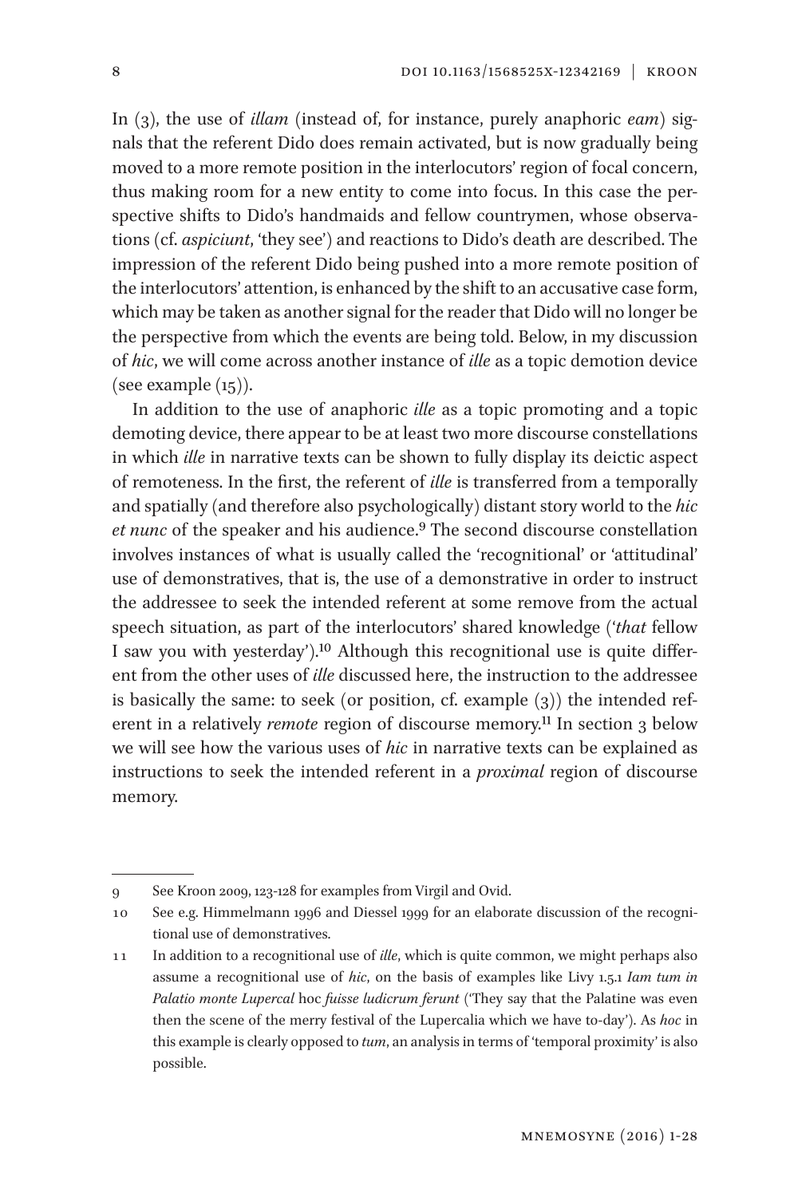In (3), the use of *illam* (instead of, for instance, purely anaphoric *eam*) signals that the referent Dido does remain activated, but is now gradually being moved to a more remote position in the interlocutors' region of focal concern, thus making room for a new entity to come into focus. In this case the perspective shifts to Dido's handmaids and fellow countrymen, whose observations (cf. *aspiciunt*, 'they see') and reactions to Dido's death are described. The impression of the referent Dido being pushed into a more remote position of the interlocutors' attention, is enhanced by the shift to an accusative case form, which may be taken as another signal for the reader that Dido will no longer be the perspective from which the events are being told. Below, in my discussion of *hic*, we will come across another instance of *ille* as a topic demotion device (see example (15)).

In addition to the use of anaphoric *ille* as a topic promoting and a topic demoting device, there appear to be at least two more discourse constellations in which *ille* in narrative texts can be shown to fully display its deictic aspect of remoteness. In the first, the referent of *ille* is transferred from a temporally and spatially (and therefore also psychologically) distant story world to the *hic et nunc* of the speaker and his audience.[9] The second discourse constellation involves instances of what is usually called the 'recognitional' or 'attitudinal' use of demonstratives, that is, the use of a demonstrative in order to instruct the addressee to seek the intended referent at some remove from the actual speech situation, as part of the interlocutors' shared knowledge ('*that* fellow I saw you with yesterday').[10] Although this recognitional use is quite different from the other uses of *ille* discussed here, the instruction to the addressee is basically the same: to seek (or position, cf. example (3)) the intended referent in a relatively *remote* region of discourse memory.[11] In section 3 below we will see how the various uses of *hic* in narrative texts can be explained as instructions to seek the intended referent in a *proximal* region of discourse memory.

---

9 See Kroon 2009, 123-128 for examples from Virgil and Ovid.

10 See e.g. Himmelmann 1996 and Diessel 1999 for an elaborate discussion of the recognitional use of demonstratives.

11 In addition to a recognitional use of *ille*, which is quite common, we might perhaps also assume a recognitional use of *hic*, on the basis of examples like Livy 1.5.1 *Iam tum in Palatio monte Lupercal* hoc *fuisse ludicrum ferunt* ('They say that the Palatine was even then the scene of the merry festival of the Lupercalia which we have to-day'). As *hoc* in this example is clearly opposed to *tum*, an analysis in terms of 'temporal proximity' is also possible.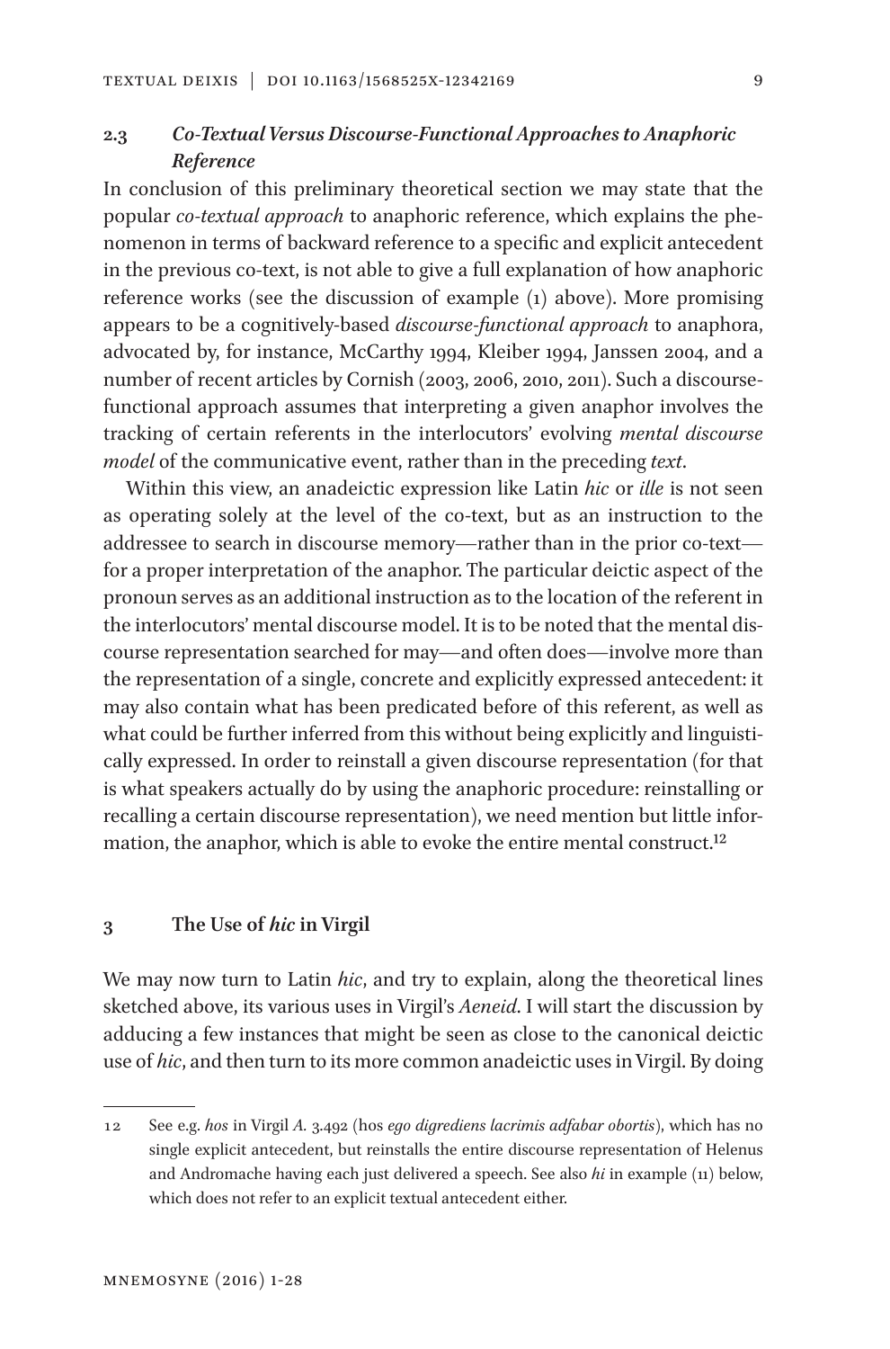### 2.3 *Co-Textual Versus Discourse-Functional Approaches to Anaphoric Reference*

In conclusion of this preliminary theoretical section we may state that the popular *co-textual approach* to anaphoric reference, which explains the phenomenon in terms of backward reference to a specific and explicit antecedent in the previous co-text, is not able to give a full explanation of how anaphoric reference works (see the discussion of example (1) above). More promising appears to be a cognitively-based *discourse-functional approach* to anaphora, advocated by, for instance, McCarthy 1994, Kleiber 1994, Janssen 2004, and a number of recent articles by Cornish (2003, 2006, 2010, 2011). Such a discourse-functional approach assumes that interpreting a given anaphor involves the tracking of certain referents in the interlocutors' evolving *mental discourse model* of the communicative event, rather than in the preceding *text*.

Within this view, an anadeictic expression like Latin *hic* or *ille* is not seen as operating solely at the level of the co-text, but as an instruction to the addressee to search in discourse memory—rather than in the prior co-text—for a proper interpretation of the anaphor. The particular deictic aspect of the pronoun serves as an additional instruction as to the location of the referent in the interlocutors' mental discourse model. It is to be noted that the mental discourse representation searched for may—and often does—involve more than the representation of a single, concrete and explicitly expressed antecedent: it may also contain what has been predicated before of this referent, as well as what could be further inferred from this without being explicitly and linguistically expressed. In order to reinstall a given discourse representation (for that is what speakers actually do by using the anaphoric procedure: reinstalling or recalling a certain discourse representation), we need mention but little information, the anaphor, which is able to evoke the entire mental construct.[12]

## 3 The Use of *hic* in Virgil

We may now turn to Latin *hic*, and try to explain, along the theoretical lines sketched above, its various uses in Virgil's *Aeneid*. I will start the discussion by adducing a few instances that might be seen as close to the canonical deictic use of *hic*, and then turn to its more common anadeictic uses in Virgil. By doing

---

12 See e.g. *hos* in Virgil *A.* 3.492 (hos *ego digrediens lacrimis adfabar obortis*), which has no single explicit antecedent, but reinstalls the entire discourse representation of Helenus and Andromache having each just delivered a speech. See also *hi* in example (11) below, which does not refer to an explicit textual antecedent either.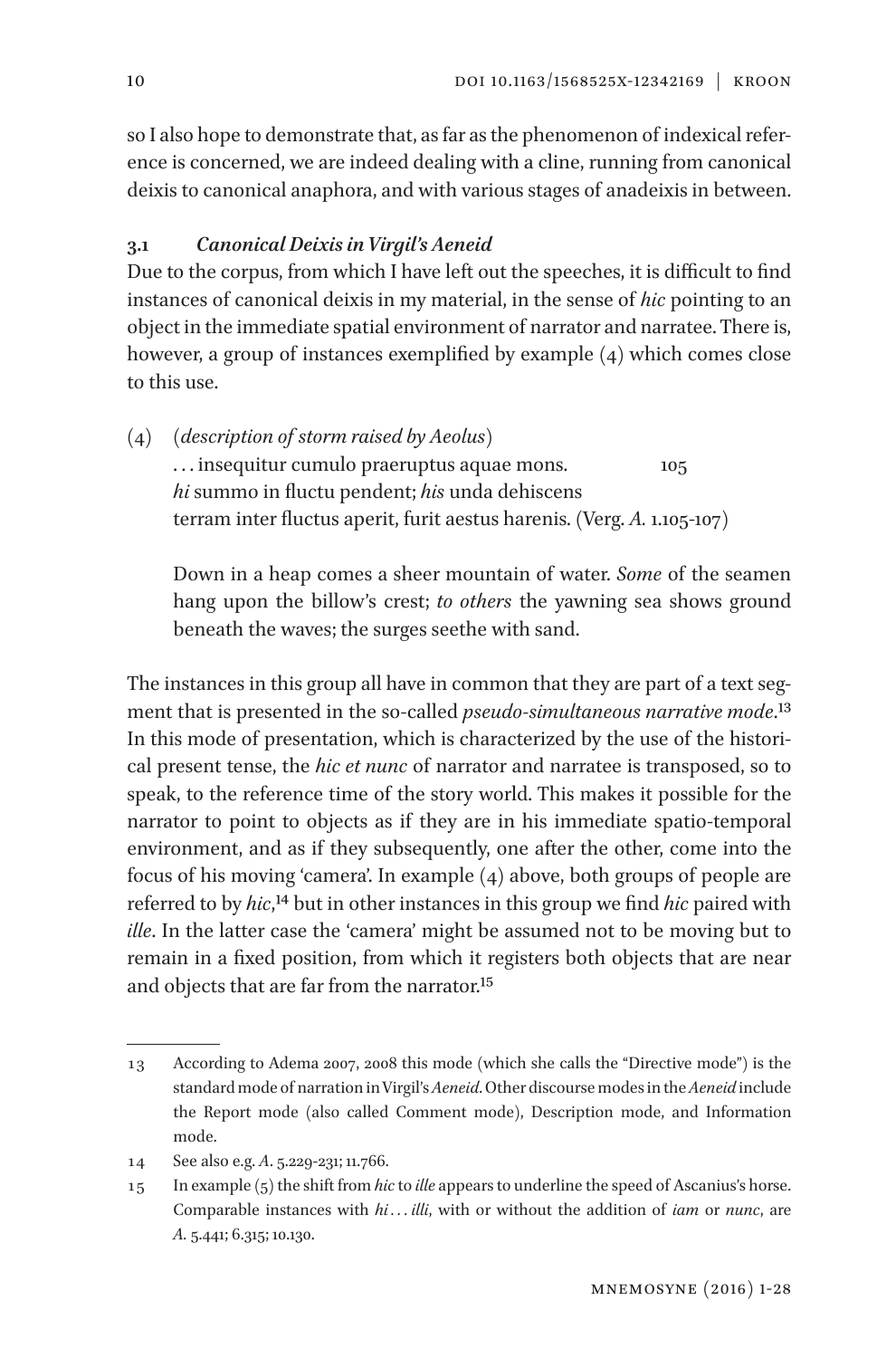so I also hope to demonstrate that, as far as the phenomenon of indexical reference is concerned, we are indeed dealing with a cline, running from canonical deixis to canonical anaphora, and with various stages of anadeixis in between.

### 3.1 *Canonical Deixis in Virgil's Aeneid*

Due to the corpus, from which I have left out the speeches, it is difficult to find instances of canonical deixis in my material, in the sense of *hic* pointing to an object in the immediate spatial environment of narrator and narratee. There is, however, a group of instances exemplified by example (4) which comes close to this use.

(4) (*description of storm raised by Aeolus*)
. . . insequitur cumulo praeruptus aquae mons. 105
*hi* summo in fluctu pendent; *his* unda dehiscens
terram inter fluctus aperit, furit aestus harenis. (Verg. *A.* 1.105-107)

Down in a heap comes a sheer mountain of water. *Some* of the seamen hang upon the billow's crest; *to others* the yawning sea shows ground beneath the waves; the surges seethe with sand.

The instances in this group all have in common that they are part of a text segment that is presented in the so-called *pseudo-simultaneous narrative mode*.[13] In this mode of presentation, which is characterized by the use of the historical present tense, the *hic et nunc* of narrator and narratee is transposed, so to speak, to the reference time of the story world. This makes it possible for the narrator to point to objects as if they are in his immediate spatio-temporal environment, and as if they subsequently, one after the other, come into the focus of his moving 'camera'. In example (4) above, both groups of people are referred to by *hic*,[14] but in other instances in this group we find *hic* paired with *ille*. In the latter case the 'camera' might be assumed not to be moving but to remain in a fixed position, from which it registers both objects that are near and objects that are far from the narrator.[15]

---

13 According to Adema 2007, 2008 this mode (which she calls the "Directive mode") is the standard mode of narration in Virgil's *Aeneid*. Other discourse modes in the *Aeneid* include the Report mode (also called Comment mode), Description mode, and Information mode.

14 See also e.g. *A.* 5.229-231; 11.766.

15 In example (5) the shift from *hic* to *ille* appears to underline the speed of Ascanius's horse. Comparable instances with *hi . . . illi*, with or without the addition of *iam* or *nunc*, are *A.* 5.441; 6.315; 10.130.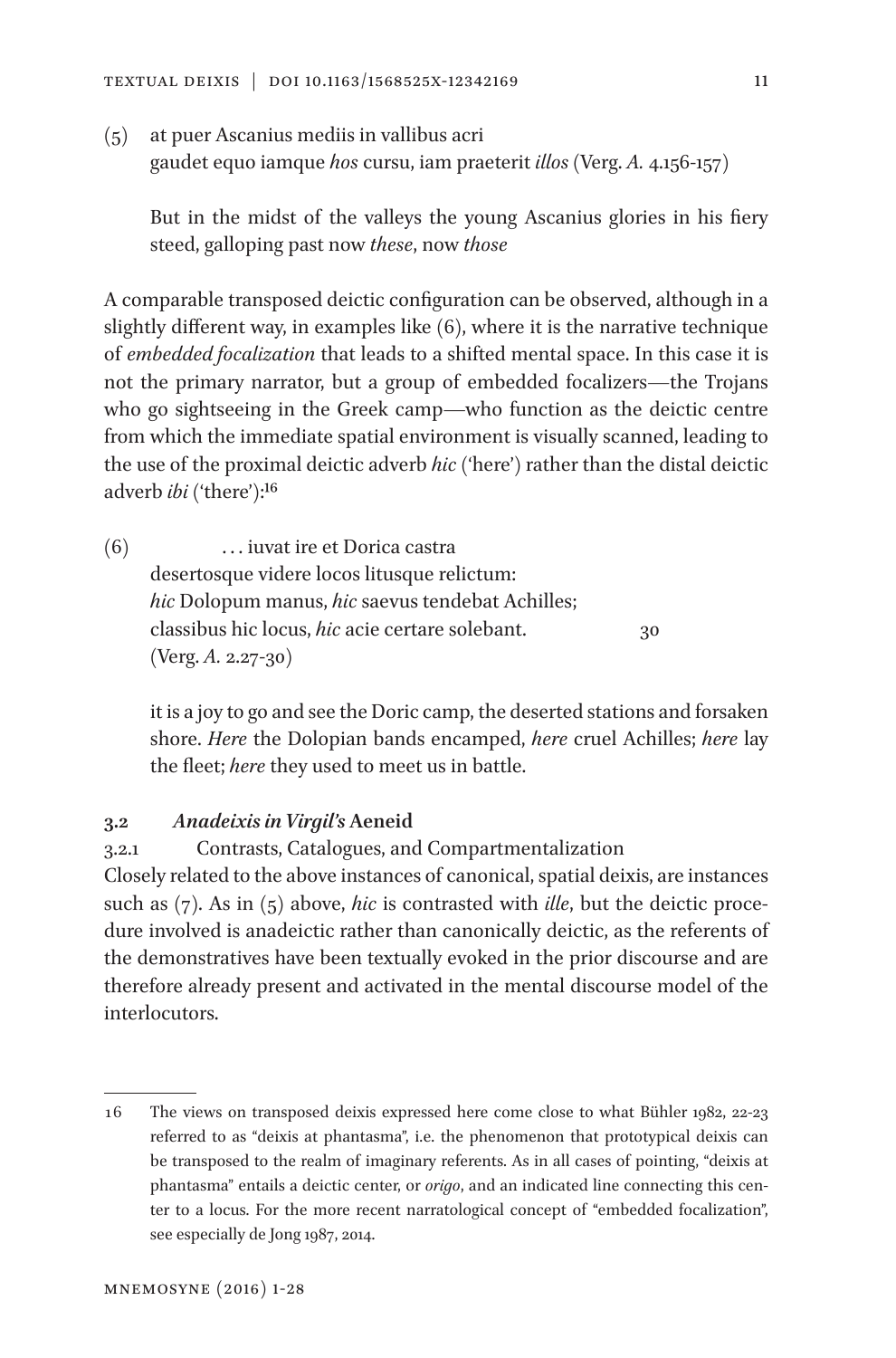(5) at puer Ascanius mediis in vallibus acri
gaudet equo iamque *hos* cursu, iam praeterit *illos* (Verg. *A.* 4.156-157)

But in the midst of the valleys the young Ascanius glories in his fiery steed, galloping past now *these*, now *those*

A comparable transposed deictic configuration can be observed, although in a slightly different way, in examples like (6), where it is the narrative technique of *embedded focalization* that leads to a shifted mental space. In this case it is not the primary narrator, but a group of embedded focalizers—the Trojans who go sightseeing in the Greek camp—who function as the deictic centre from which the immediate spatial environment is visually scanned, leading to the use of the proximal deictic adverb *hic* ('here') rather than the distal deictic adverb *ibi* ('there'):[16]

(6) … iuvat ire et Dorica castra
desertosque videre locos litusque relictum:
*hic* Dolopum manus, *hic* saevus tendebat Achilles;
classibus hic locus, *hic* acie certare solebant. 30
(Verg. *A.* 2.27-30)

it is a joy to go and see the Doric camp, the deserted stations and forsaken shore. *Here* the Dolopian bands encamped, *here* cruel Achilles; *here* lay the fleet; *here* they used to meet us in battle.

### 3.2 *Anadeixis in Virgil's* Aeneid

#### 3.2.1 Contrasts, Catalogues, and Compartmentalization

Closely related to the above instances of canonical, spatial deixis, are instances such as (7). As in (5) above, *hic* is contrasted with *ille*, but the deictic procedure involved is anadeictic rather than canonically deictic, as the referents of the demonstratives have been textually evoked in the prior discourse and are therefore already present and activated in the mental discourse model of the interlocutors.

---

16 The views on transposed deixis expressed here come close to what Bühler 1982, 22-23 referred to as "deixis at phantasma", i.e. the phenomenon that prototypical deixis can be transposed to the realm of imaginary referents. As in all cases of pointing, "deixis at phantasma" entails a deictic center, or *origo*, and an indicated line connecting this center to a locus. For the more recent narratological concept of "embedded focalization", see especially de Jong 1987, 2014.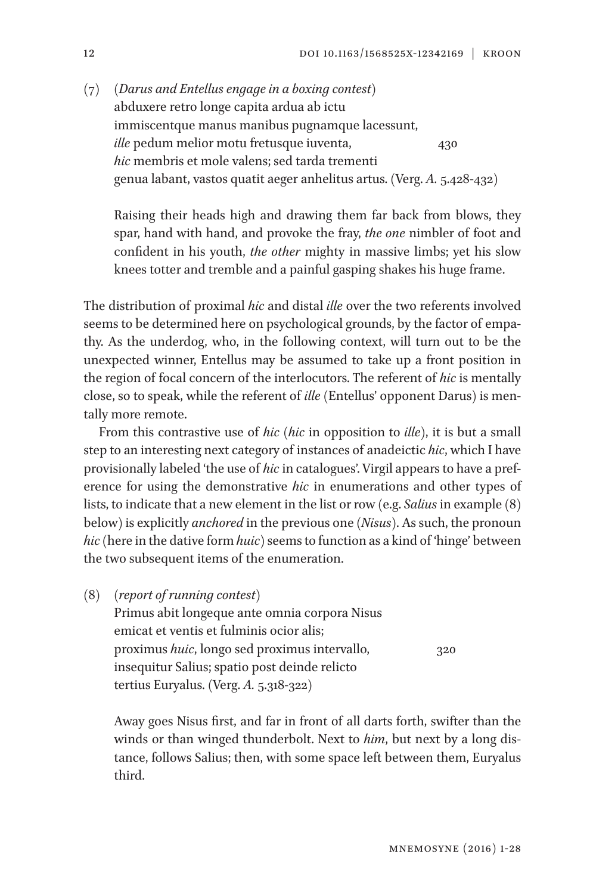(7) (*Darus and Entellus engage in a boxing contest*)
abduxere retro longe capita ardua ab ictu
immiscentque manus manibus pugnamque lacessunt,
*ille* pedum melior motu fretusque iuventa, 430
*hic* membris et mole valens; sed tarda trementi
genua labant, vastos quatit aeger anhelitus artus. (Verg. *A.* 5.428-432)

Raising their heads high and drawing them far back from blows, they spar, hand with hand, and provoke the fray, *the one* nimbler of foot and confident in his youth, *the other* mighty in massive limbs; yet his slow knees totter and tremble and a painful gasping shakes his huge frame.

The distribution of proximal *hic* and distal *ille* over the two referents involved seems to be determined here on psychological grounds, by the factor of empathy. As the underdog, who, in the following context, will turn out to be the unexpected winner, Entellus may be assumed to take up a front position in the region of focal concern of the interlocutors. The referent of *hic* is mentally close, so to speak, while the referent of *ille* (Entellus' opponent Darus) is mentally more remote.

From this contrastive use of *hic* (*hic* in opposition to *ille*), it is but a small step to an interesting next category of instances of anadeictic *hic*, which I have provisionally labeled 'the use of *hic* in catalogues'. Virgil appears to have a preference for using the demonstrative *hic* in enumerations and other types of lists, to indicate that a new element in the list or row (e.g. *Salius* in example (8) below) is explicitly *anchored* in the previous one (*Nisus*). As such, the pronoun *hic* (here in the dative form *huic*) seems to function as a kind of 'hinge' between the two subsequent items of the enumeration.

(8) (*report of running contest*)
Primus abit longeque ante omnia corpora Nisus
emicat et ventis et fulminis ocior alis;
proximus *huic*, longo sed proximus intervallo, 320
insequitur Salius; spatio post deinde relicto
tertius Euryalus. (Verg. *A.* 5.318-322)

Away goes Nisus first, and far in front of all darts forth, swifter than the winds or than winged thunderbolt. Next to *him*, but next by a long distance, follows Salius; then, with some space left between them, Euryalus third.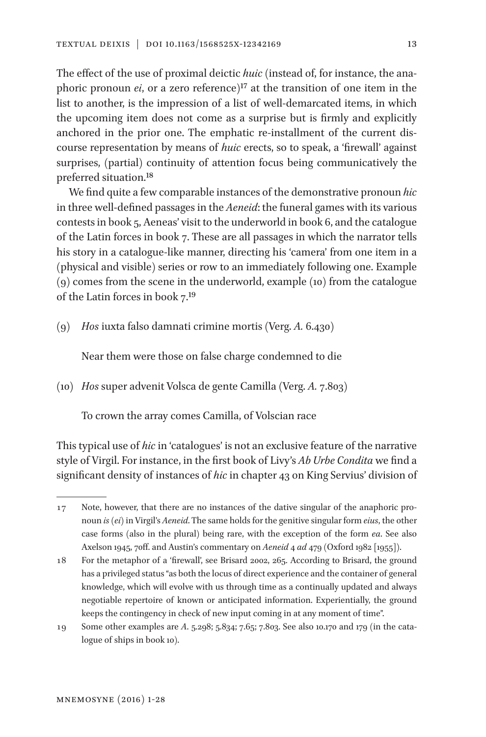The effect of the use of proximal deictic *huic* (instead of, for instance, the anaphoric pronoun *ei*, or a zero reference)[17] at the transition of one item in the list to another, is the impression of a list of well-demarcated items, in which the upcoming item does not come as a surprise but is firmly and explicitly anchored in the prior one. The emphatic re-installment of the current discourse representation by means of *huic* erects, so to speak, a 'firewall' against surprises, (partial) continuity of attention focus being communicatively the preferred situation.[18]

We find quite a few comparable instances of the demonstrative pronoun *hic* in three well-defined passages in the *Aeneid*: the funeral games with its various contests in book 5, Aeneas' visit to the underworld in book 6, and the catalogue of the Latin forces in book 7. These are all passages in which the narrator tells his story in a catalogue-like manner, directing his 'camera' from one item in a (physical and visible) series or row to an immediately following one. Example (9) comes from the scene in the underworld, example (10) from the catalogue of the Latin forces in book 7.[19]

(9) *Hos* iuxta falso damnati crimine mortis (Verg. *A.* 6.430)

Near them were those on false charge condemned to die

(10) *Hos* super advenit Volsca de gente Camilla (Verg. *A.* 7.803)

To crown the array comes Camilla, of Volscian race

This typical use of *hic* in 'catalogues' is not an exclusive feature of the narrative style of Virgil. For instance, in the first book of Livy's *Ab Urbe Condita* we find a significant density of instances of *hic* in chapter 43 on King Servius' division of

---

17 Note, however, that there are no instances of the dative singular of the anaphoric pronoun *is* (*ei*) in Virgil's *Aeneid*. The same holds for the genitive singular form *eius*, the other case forms (also in the plural) being rare, with the exception of the form *ea*. See also Axelson 1945, 70ff. and Austin's commentary on *Aeneid* 4 *ad* 479 (Oxford 1982 [1955]).

18 For the metaphor of a 'firewall', see Brisard 2002, 265. According to Brisard, the ground has a privileged status "as both the locus of direct experience and the container of general knowledge, which will evolve with us through time as a continually updated and always negotiable repertoire of known or anticipated information. Experientially, the ground keeps the contingency in check of new input coming in at any moment of time".

19 Some other examples are *A.* 5.298; 5.834; 7.65; 7.803. See also 10.170 and 179 (in the catalogue of ships in book 10).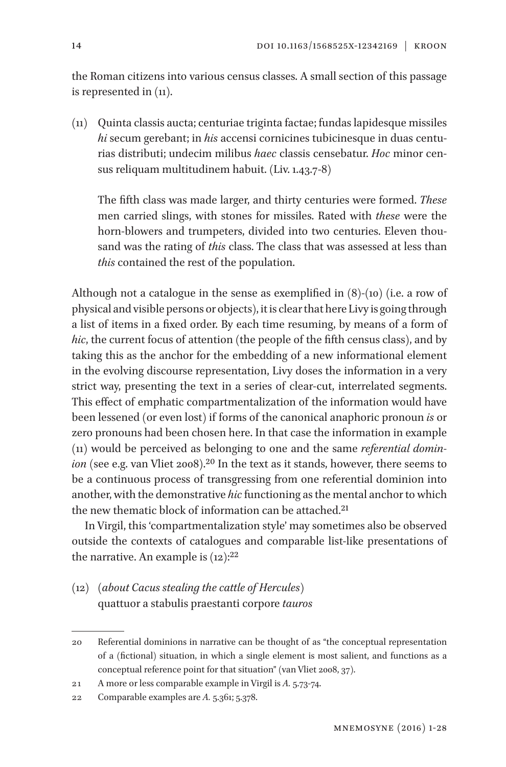the Roman citizens into various census classes. A small section of this passage is represented in (11).

(11) Quinta classis aucta; centuriae triginta factae; fundas lapidesque missiles *hi* secum gerebant; in *his* accensi cornicines tubicinesque in duas centurias distributi; undecim milibus *haec* classis censebatur. *Hoc* minor census reliquam multitudinem habuit. (Liv. 1.43.7-8)

The fifth class was made larger, and thirty centuries were formed. *These* men carried slings, with stones for missiles. Rated with *these* were the horn-blowers and trumpeters, divided into two centuries. Eleven thousand was the rating of *this* class. The class that was assessed at less than *this* contained the rest of the population.

Although not a catalogue in the sense as exemplified in (8)-(10) (i.e. a row of physical and visible persons or objects), it is clear that here Livy is going through a list of items in a fixed order. By each time resuming, by means of a form of *hic*, the current focus of attention (the people of the fifth census class), and by taking this as the anchor for the embedding of a new informational element in the evolving discourse representation, Livy doses the information in a very strict way, presenting the text in a series of clear-cut, interrelated segments. This effect of emphatic compartmentalization of the information would have been lessened (or even lost) if forms of the canonical anaphoric pronoun *is* or zero pronouns had been chosen here. In that case the information in example (11) would be perceived as belonging to one and the same *referential dominion* (see e.g. van Vliet 2008).[20] In the text as it stands, however, there seems to be a continuous process of transgressing from one referential dominion into another, with the demonstrative *hic* functioning as the mental anchor to which the new thematic block of information can be attached.[21]

In Virgil, this 'compartmentalization style' may sometimes also be observed outside the contexts of catalogues and comparable list-like presentations of the narrative. An example is (12):[22]

(12) (*about Cacus stealing the cattle of Hercules*)
quattuor a stabulis praestanti corpore *tauros*

---

20 Referential dominions in narrative can be thought of as "the conceptual representation of a (fictional) situation, in which a single element is most salient, and functions as a conceptual reference point for that situation" (van Vliet 2008, 37).

21 A more or less comparable example in Virgil is *A.* 5.73-74.

22 Comparable examples are *A.* 5.361; 5.378.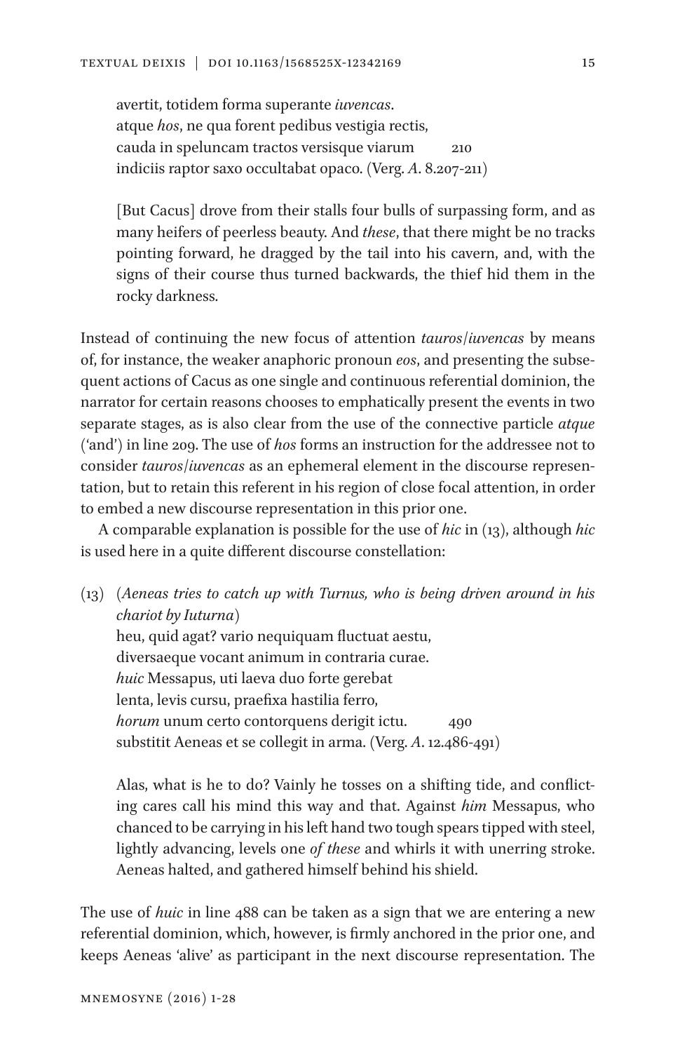avertit, totidem forma superante *iuvencas*.  
atque *hos*, ne qua forent pedibus vestigia rectis,  
cauda in speluncam tractos versisque viarum 210  
indiciis raptor saxo occultabat opaco. (Verg. *A*. 8.207-211)

[But Cacus] drove from their stalls four bulls of surpassing form, and as many heifers of peerless beauty. And *these*, that there might be no tracks pointing forward, he dragged by the tail into his cavern, and, with the signs of their course thus turned backwards, the thief hid them in the rocky darkness.

Instead of continuing the new focus of attention *tauros*/*iuvencas* by means of, for instance, the weaker anaphoric pronoun *eos*, and presenting the subsequent actions of Cacus as one single and continuous referential dominion, the narrator for certain reasons chooses to emphatically present the events in two separate stages, as is also clear from the use of the connective particle *atque* ('and') in line 209. The use of *hos* forms an instruction for the addressee not to consider *tauros*/*iuvencas* as an ephemeral element in the discourse representation, but to retain this referent in his region of close focal attention, in order to embed a new discourse representation in this prior one.

A comparable explanation is possible for the use of *hic* in (13), although *hic* is used here in a quite different discourse constellation:

(13) (*Aeneas tries to catch up with Turnus, who is being driven around in his chariot by Iuturna*)  
heu, quid agat? vario nequiquam fluctuat aestu,  
diversaeque vocant animum in contraria curae.  
*huic* Messapus, uti laeva duo forte gerebat  
lenta, levis cursu, praefixa hastilia ferro,  
*horum* unum certo contorquens derigit ictu. 490  
substitit Aeneas et se collegit in arma. (Verg. *A*. 12.486-491)

Alas, what is he to do? Vainly he tosses on a shifting tide, and conflicting cares call his mind this way and that. Against *him* Messapus, who chanced to be carrying in his left hand two tough spears tipped with steel, lightly advancing, levels one *of these* and whirls it with unerring stroke. Aeneas halted, and gathered himself behind his shield.

The use of *huic* in line 488 can be taken as a sign that we are entering a new referential dominion, which, however, is firmly anchored in the prior one, and keeps Aeneas 'alive' as participant in the next discourse representation. The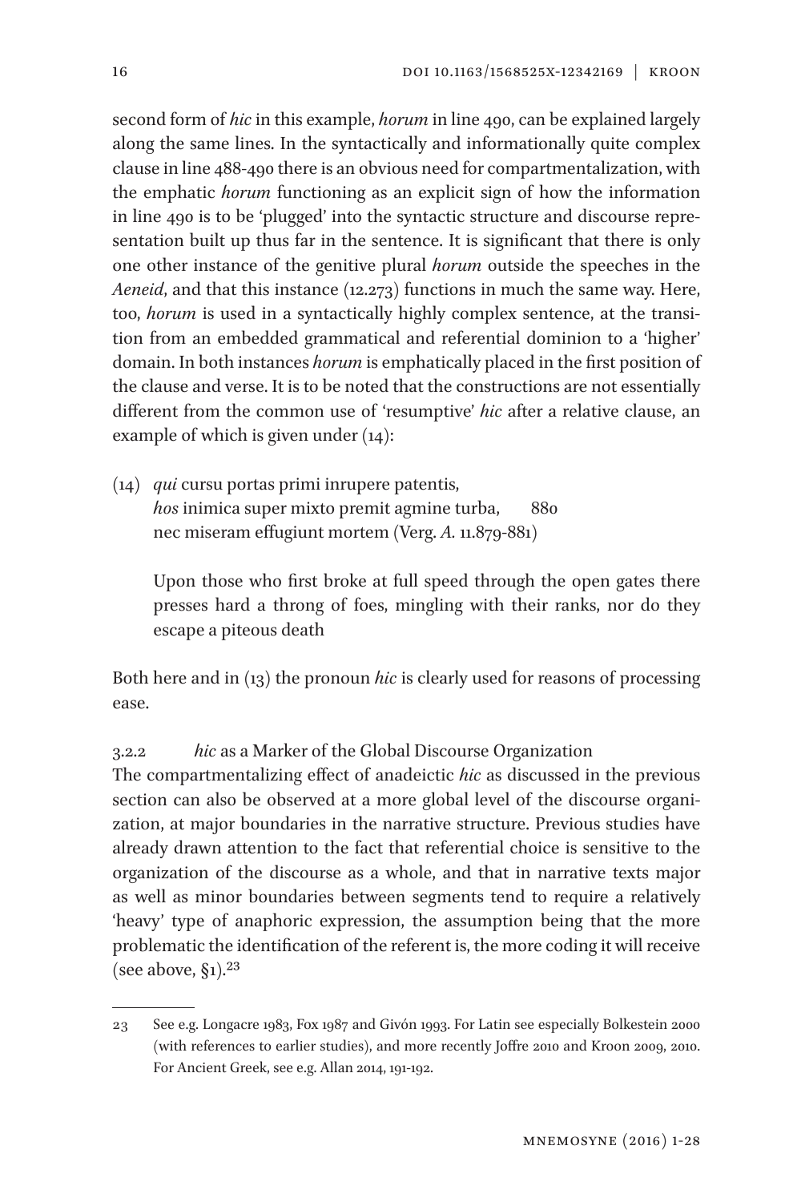second form of *hic* in this example, *horum* in line 490, can be explained largely along the same lines. In the syntactically and informationally quite complex clause in line 488-490 there is an obvious need for compartmentalization, with the emphatic *horum* functioning as an explicit sign of how the information in line 490 is to be 'plugged' into the syntactic structure and discourse representation built up thus far in the sentence. It is significant that there is only one other instance of the genitive plural *horum* outside the speeches in the *Aeneid*, and that this instance (12.273) functions in much the same way. Here, too, *horum* is used in a syntactically highly complex sentence, at the transition from an embedded grammatical and referential dominion to a 'higher' domain. In both instances *horum* is emphatically placed in the first position of the clause and verse. It is to be noted that the constructions are not essentially different from the common use of 'resumptive' *hic* after a relative clause, an example of which is given under (14):

(14) *qui* cursu portas primi inrupere patentis,
*hos* inimica super mixto premit agmine turba, 880
nec miseram effugiunt mortem (Verg. *A.* 11.879-881)

Upon those who first broke at full speed through the open gates there presses hard a throng of foes, mingling with their ranks, nor do they escape a piteous death

Both here and in (13) the pronoun *hic* is clearly used for reasons of processing ease.

### 3.2.2 *hic* as a Marker of the Global Discourse Organization

The compartmentalizing effect of anadeictic *hic* as discussed in the previous section can also be observed at a more global level of the discourse organization, at major boundaries in the narrative structure. Previous studies have already drawn attention to the fact that referential choice is sensitive to the organization of the discourse as a whole, and that in narrative texts major as well as minor boundaries between segments tend to require a relatively 'heavy' type of anaphoric expression, the assumption being that the more problematic the identification of the referent is, the more coding it will receive (see above, §1).[23]

---

23 See e.g. Longacre 1983, Fox 1987 and Givón 1993. For Latin see especially Bolkestein 2000 (with references to earlier studies), and more recently Joffre 2010 and Kroon 2009, 2010. For Ancient Greek, see e.g. Allan 2014, 191-192.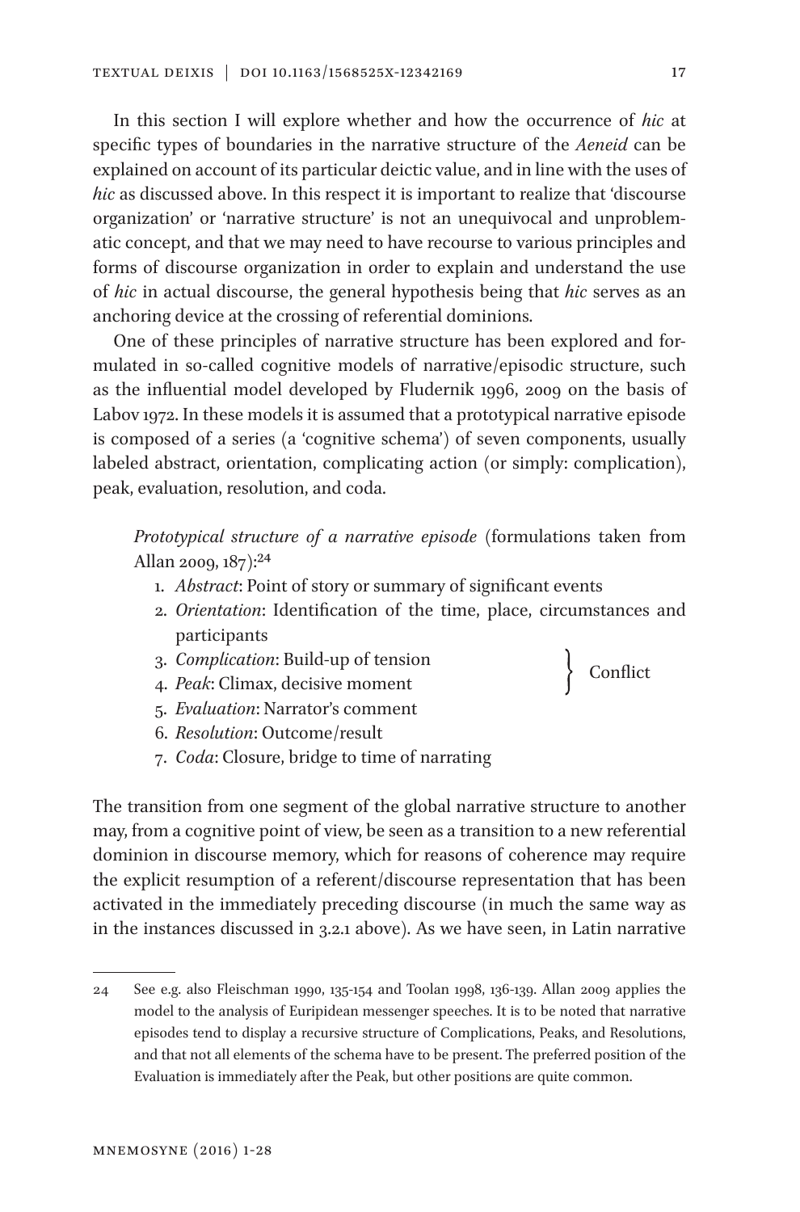In this section I will explore whether and how the occurrence of *hic* at specific types of boundaries in the narrative structure of the *Aeneid* can be explained on account of its particular deictic value, and in line with the uses of *hic* as discussed above. In this respect it is important to realize that 'discourse organization' or 'narrative structure' is not an unequivocal and unproblematic concept, and that we may need to have recourse to various principles and forms of discourse organization in order to explain and understand the use of *hic* in actual discourse, the general hypothesis being that *hic* serves as an anchoring device at the crossing of referential dominions.

One of these principles of narrative structure has been explored and formulated in so-called cognitive models of narrative/episodic structure, such as the influential model developed by Fludernik 1996, 2009 on the basis of Labov 1972. In these models it is assumed that a prototypical narrative episode is composed of a series (a 'cognitive schema') of seven components, usually labeled abstract, orientation, complicating action (or simply: complication), peak, evaluation, resolution, and coda.

*Prototypical structure of a narrative episode* (formulations taken from Allan 2009, 187):[24]

1. *Abstract*: Point of story or summary of significant events
2. *Orientation*: Identification of the time, place, circumstances and participants
3. *Complication*: Build-up of tension } Conflict
4. *Peak*: Climax, decisive moment } Conflict
5. *Evaluation*: Narrator's comment
6. *Resolution*: Outcome/result
7. *Coda*: Closure, bridge to time of narrating

The transition from one segment of the global narrative structure to another may, from a cognitive point of view, be seen as a transition to a new referential dominion in discourse memory, which for reasons of coherence may require the explicit resumption of a referent/discourse representation that has been activated in the immediately preceding discourse (in much the same way as in the instances discussed in 3.2.1 above). As we have seen, in Latin narrative

24 See e.g. also Fleischman 1990, 135-154 and Toolan 1998, 136-139. Allan 2009 applies the model to the analysis of Euripidean messenger speeches. It is to be noted that narrative episodes tend to display a recursive structure of Complications, Peaks, and Resolutions, and that not all elements of the schema have to be present. The preferred position of the Evaluation is immediately after the Peak, but other positions are quite common.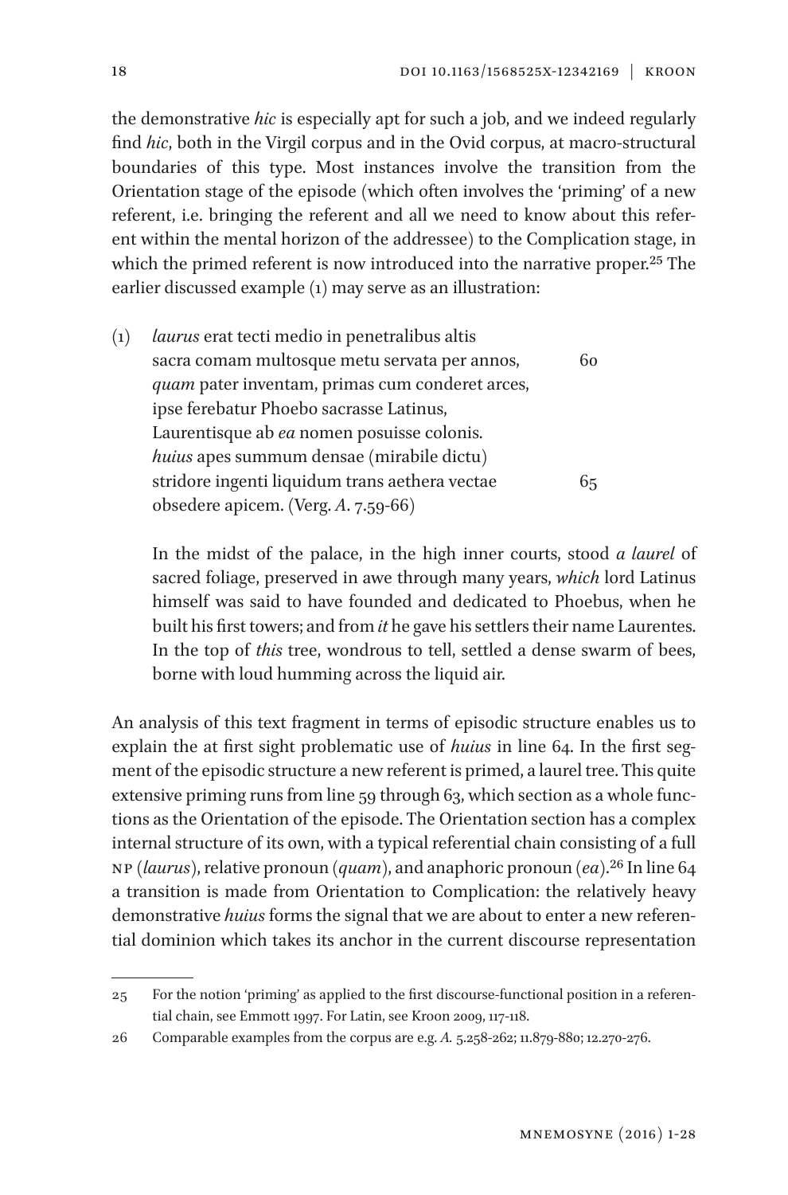the demonstrative *hic* is especially apt for such a job, and we indeed regularly find *hic*, both in the Virgil corpus and in the Ovid corpus, at macro-structural boundaries of this type. Most instances involve the transition from the Orientation stage of the episode (which often involves the 'priming' of a new referent, i.e. bringing the referent and all we need to know about this referent within the mental horizon of the addressee) to the Complication stage, in which the primed referent is now introduced into the narrative proper.[25] The earlier discussed example (1) may serve as an illustration:

(1) *laurus* erat tecti medio in penetralibus altis
sacra comam multosque metu servata per annos, 60
*quam* pater inventam, primas cum conderet arces,
ipse ferebatur Phoebo sacrasse Latinus,
Laurentisque ab *ea* nomen posuisse colonis.
*huius* apes summum densae (mirabile dictu)
stridore ingenti liquidum trans aethera vectae 65
obsedere apicem. (Verg. *A*. 7.59-66)

In the midst of the palace, in the high inner courts, stood *a laurel* of sacred foliage, preserved in awe through many years, *which* lord Latinus himself was said to have founded and dedicated to Phoebus, when he built his first towers; and from *it* he gave his settlers their name Laurentes. In the top of *this* tree, wondrous to tell, settled a dense swarm of bees, borne with loud humming across the liquid air.

An analysis of this text fragment in terms of episodic structure enables us to explain the at first sight problematic use of *huius* in line 64. In the first segment of the episodic structure a new referent is primed, a laurel tree. This quite extensive priming runs from line 59 through 63, which section as a whole functions as the Orientation of the episode. The Orientation section has a complex internal structure of its own, with a typical referential chain consisting of a full NP (*laurus*), relative pronoun (*quam*), and anaphoric pronoun (*ea*).[26] In line 64 a transition is made from Orientation to Complication: the relatively heavy demonstrative *huius* forms the signal that we are about to enter a new referential dominion which takes its anchor in the current discourse representation

25 For the notion 'priming' as applied to the first discourse-functional position in a referential chain, see Emmott 1997. For Latin, see Kroon 2009, 117-118.

26 Comparable examples from the corpus are e.g. *A*. 5.258-262; 11.879-880; 12.270-276.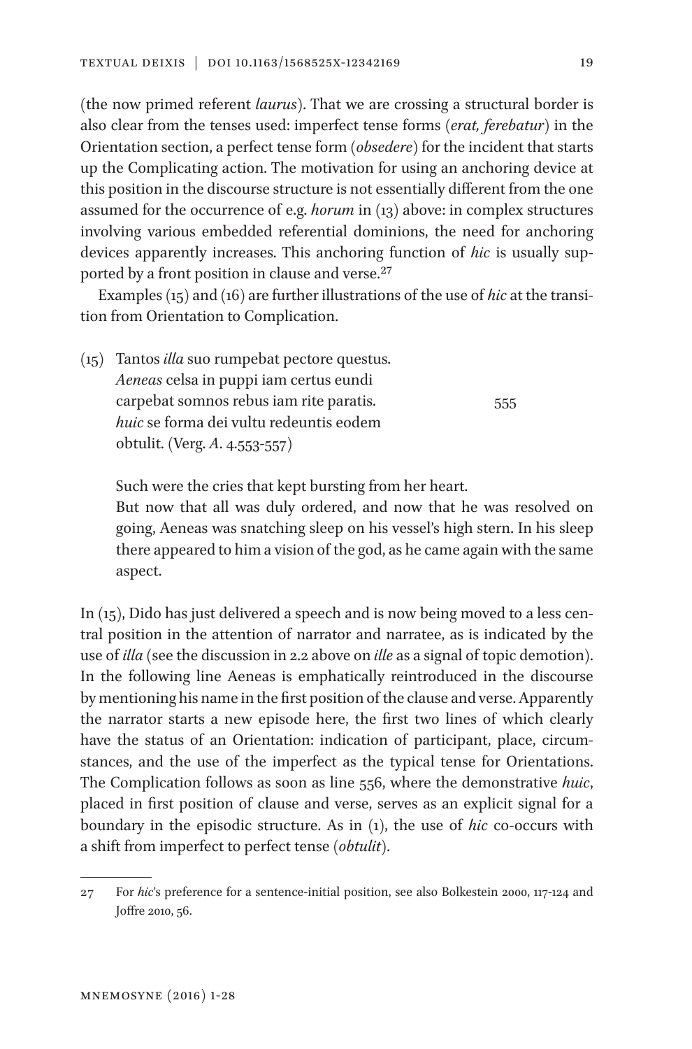(the now primed referent *laurus*). That we are crossing a structural border is also clear from the tenses used: imperfect tense forms (*erat, ferebatur*) in the Orientation section, a perfect tense form (*obsedere*) for the incident that starts up the Complicating action. The motivation for using an anchoring device at this position in the discourse structure is not essentially different from the one assumed for the occurrence of e.g. *horum* in (13) above: in complex structures involving various embedded referential dominions, the need for anchoring devices apparently increases. This anchoring function of *hic* is usually supported by a front position in clause and verse.[27]

Examples (15) and (16) are further illustrations of the use of *hic* at the transition from Orientation to Complication.

(15) Tantos *illa* suo rumpebat pectore questus.
*Aeneas* celsa in puppi iam certus eundi
carpebat somnos rebus iam rite paratis. 555
*huic* se forma dei vultu redeuntis eodem
obtulit. (Verg. *A*. 4.553-557)

Such were the cries that kept bursting from her heart.
But now that all was duly ordered, and now that he was resolved on going, Aeneas was snatching sleep on his vessel's high stern. In his sleep there appeared to him a vision of the god, as he came again with the same aspect.

In (15), Dido has just delivered a speech and is now being moved to a less central position in the attention of narrator and narratee, as is indicated by the use of *illa* (see the discussion in 2.2 above on *ille* as a signal of topic demotion). In the following line Aeneas is emphatically reintroduced in the discourse by mentioning his name in the first position of the clause and verse. Apparently the narrator starts a new episode here, the first two lines of which clearly have the status of an Orientation: indication of participant, place, circumstances, and the use of the imperfect as the typical tense for Orientations. The Complication follows as soon as line 556, where the demonstrative *huic*, placed in first position of clause and verse, serves as an explicit signal for a boundary in the episodic structure. As in (1), the use of *hic* co-occurs with a shift from imperfect to perfect tense (*obtulit*).

---

27 For *hic*'s preference for a sentence-initial position, see also Bolkestein 2000, 117-124 and Joffre 2010, 56.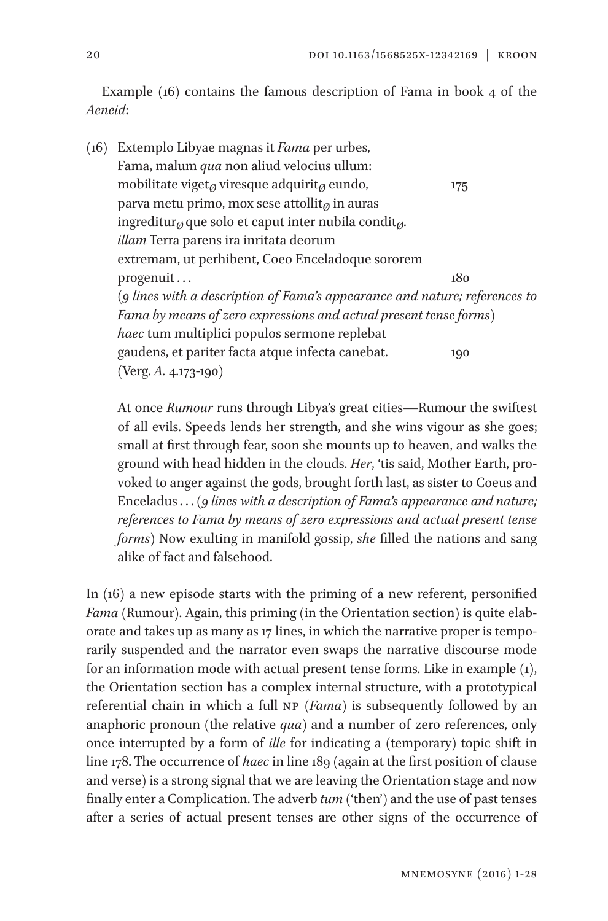Example (16) contains the famous description of Fama in book 4 of the *Aeneid*:

(16) Extemplo Libyae magnas it *Fama* per urbes,
Fama, malum *qua* non aliud velocius ullum:
mobilitate viget$_{\emptyset}$ viresque adquirit$_{\emptyset}$ eundo, 175
parva metu primo, mox sese attollit$_{\emptyset}$ in auras
ingreditur$_{\emptyset}$ que solo et caput inter nubila condit$_{\emptyset}$.
*illam* Terra parens ira inritata deorum
extremam, ut perhibent, Coeo Enceladoque sororem
progenuit ... 180
(*9 lines with a description of Fama's appearance and nature; references to Fama by means of zero expressions and actual present tense forms*)
*haec* tum multiplici populos sermone replebat
gaudens, et pariter facta atque infecta canebat. 190
(Verg. *A.* 4.173-190)

At once *Rumour* runs through Libya's great cities—Rumour the swiftest of all evils. Speeds lends her strength, and she wins vigour as she goes; small at first through fear, soon she mounts up to heaven, and walks the ground with head hidden in the clouds. *Her*, 'tis said, Mother Earth, provoked to anger against the gods, brought forth last, as sister to Coeus and Enceladus ... (*9 lines with a description of Fama's appearance and nature; references to Fama by means of zero expressions and actual present tense forms*) Now exulting in manifold gossip, *she* filled the nations and sang alike of fact and falsehood.

In (16) a new episode starts with the priming of a new referent, personified *Fama* (Rumour). Again, this priming (in the Orientation section) is quite elaborate and takes up as many as 17 lines, in which the narrative proper is temporarily suspended and the narrator even swaps the narrative discourse mode for an information mode with actual present tense forms. Like in example (1), the Orientation section has a complex internal structure, with a prototypical referential chain in which a full NP (*Fama*) is subsequently followed by an anaphoric pronoun (the relative *qua*) and a number of zero references, only once interrupted by a form of *ille* for indicating a (temporary) topic shift in line 178. The occurrence of *haec* in line 189 (again at the first position of clause and verse) is a strong signal that we are leaving the Orientation stage and now finally enter a Complication. The adverb *tum* ('then') and the use of past tenses after a series of actual present tenses are other signs of the occurrence of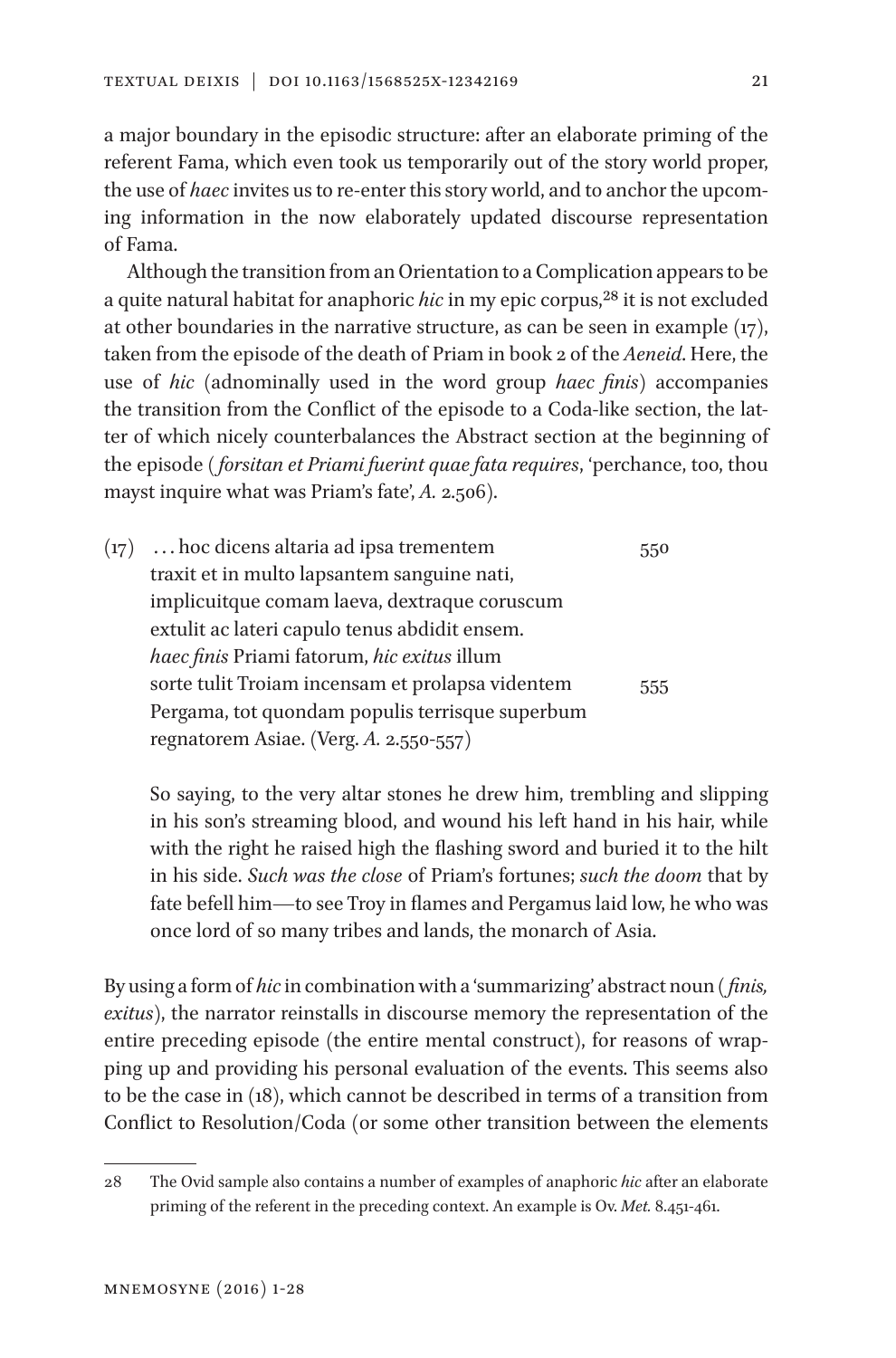a major boundary in the episodic structure: after an elaborate priming of the referent Fama, which even took us temporarily out of the story world proper, the use of *haec* invites us to re-enter this story world, and to anchor the upcoming information in the now elaborately updated discourse representation of Fama.

Although the transition from an Orientation to a Complication appears to be a quite natural habitat for anaphoric *hic* in my epic corpus,[28] it is not excluded at other boundaries in the narrative structure, as can be seen in example (17), taken from the episode of the death of Priam in book 2 of the *Aeneid*. Here, the use of *hic* (adnominally used in the word group *haec finis*) accompanies the transition from the Conflict of the episode to a Coda-like section, the latter of which nicely counterbalances the Abstract section at the beginning of the episode (*forsitan et Priami fuerint quae fata requires*, 'perchance, too, thou mayst inquire what was Priam's fate', *A.* 2.506).

(17) . . . hoc dicens altaria ad ipsa trementem 550  
traxit et in multo lapsantem sanguine nati,  
implicuitque comam laeva, dextraque coruscum  
extulit ac lateri capulo tenus abdidit ensem.  
*haec finis* Priami fatorum, *hic exitus* illum  
sorte tulit Troiam incensam et prolapsa videntem 555  
Pergama, tot quondam populis terrisque superbum  
regnatorem Asiae. (Verg. *A.* 2.550-557)

So saying, to the very altar stones he drew him, trembling and slipping in his son's streaming blood, and wound his left hand in his hair, while with the right he raised high the flashing sword and buried it to the hilt in his side. *Such was the close* of Priam's fortunes; *such the doom* that by fate befell him—to see Troy in flames and Pergamus laid low, he who was once lord of so many tribes and lands, the monarch of Asia.

By using a form of *hic* in combination with a 'summarizing' abstract noun (*finis, exitus*), the narrator reinstalls in discourse memory the representation of the entire preceding episode (the entire mental construct), for reasons of wrapping up and providing his personal evaluation of the events. This seems also to be the case in (18), which cannot be described in terms of a transition from Conflict to Resolution/Coda (or some other transition between the elements

---

28 The Ovid sample also contains a number of examples of anaphoric *hic* after an elaborate priming of the referent in the preceding context. An example is Ov. *Met.* 8.451-461.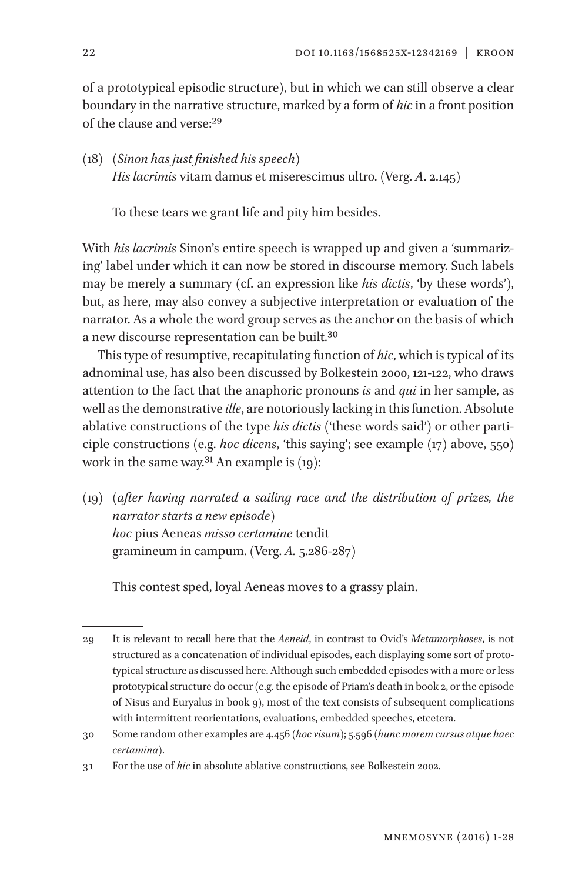of a prototypical episodic structure), but in which we can still observe a clear boundary in the narrative structure, marked by a form of *hic* in a front position of the clause and verse:[29]

(18) (*Sinon has just finished his speech*)
*His lacrimis* vitam damus et miserescimus ultro. (Verg. *A*. 2.145)

To these tears we grant life and pity him besides.

With *his lacrimis* Sinon's entire speech is wrapped up and given a 'summarizing' label under which it can now be stored in discourse memory. Such labels may be merely a summary (cf. an expression like *his dictis*, 'by these words'), but, as here, may also convey a subjective interpretation or evaluation of the narrator. As a whole the word group serves as the anchor on the basis of which a new discourse representation can be built.[30]

This type of resumptive, recapitulating function of *hic*, which is typical of its adnominal use, has also been discussed by Bolkestein 2000, 121-122, who draws attention to the fact that the anaphoric pronouns *is* and *qui* in her sample, as well as the demonstrative *ille*, are notoriously lacking in this function. Absolute ablative constructions of the type *his dictis* ('these words said') or other participle constructions (e.g. *hoc dicens*, 'this saying'; see example (17) above, 550) work in the same way.[31] An example is (19):

(19) (*after having narrated a sailing race and the distribution of prizes, the narrator starts a new episode*)
*hoc* pius Aeneas *misso certamine* tendit
gramineum in campum. (Verg. *A.* 5.286-287)

This contest sped, loyal Aeneas moves to a grassy plain.

---

29 It is relevant to recall here that the *Aeneid*, in contrast to Ovid's *Metamorphoses*, is not structured as a concatenation of individual episodes, each displaying some sort of prototypical structure as discussed here. Although such embedded episodes with a more or less prototypical structure do occur (e.g. the episode of Priam's death in book 2, or the episode of Nisus and Euryalus in book 9), most of the text consists of subsequent complications with intermittent reorientations, evaluations, embedded speeches, etcetera.

30 Some random other examples are 4.456 (*hoc visum*); 5.596 (*hunc morem cursus atque haec certamina*).

31 For the use of *hic* in absolute ablative constructions, see Bolkestein 2002.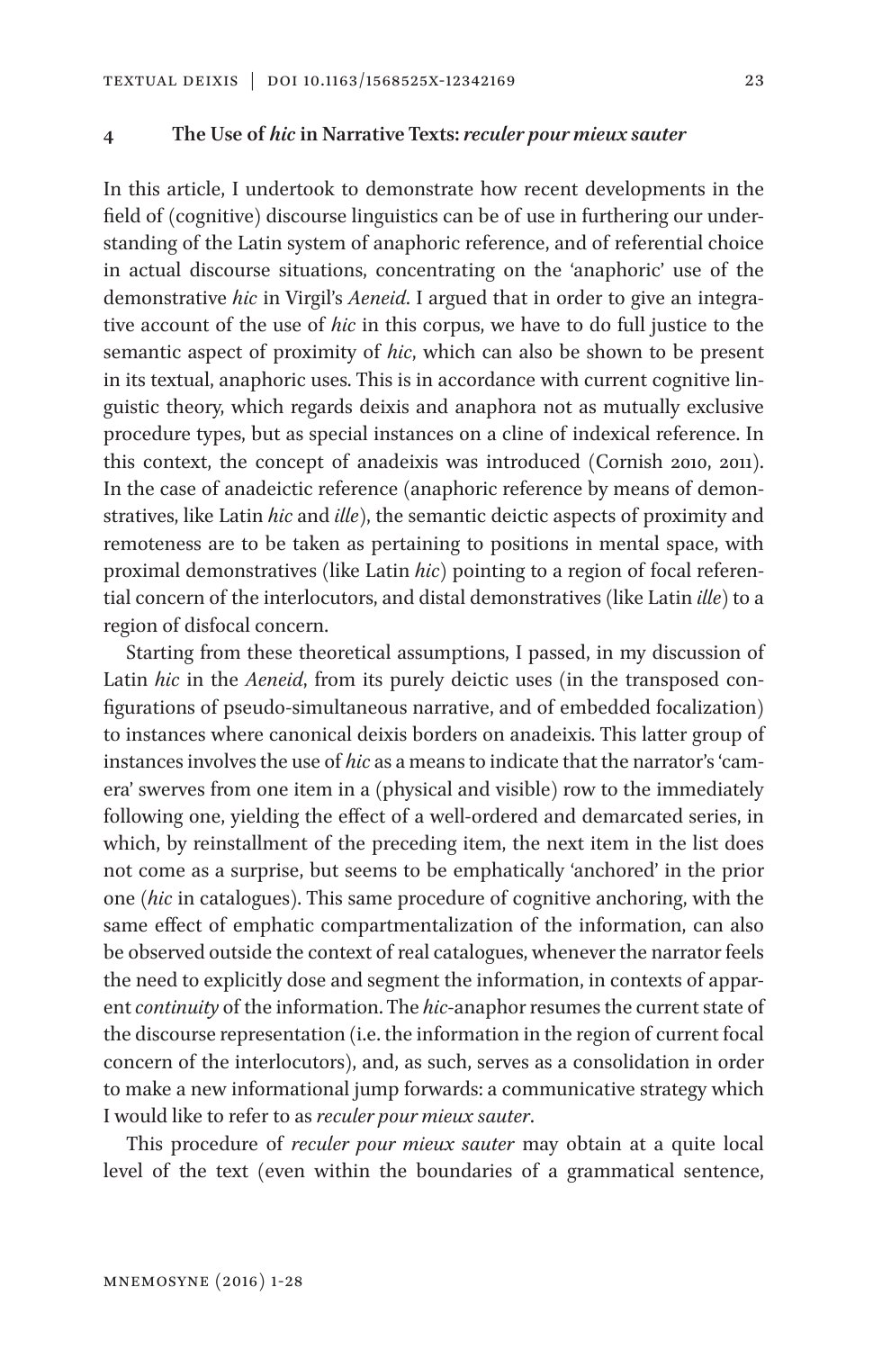## 4 The Use of *hic* in Narrative Texts: *reculer pour mieux sauter*

In this article, I undertook to demonstrate how recent developments in the field of (cognitive) discourse linguistics can be of use in furthering our understanding of the Latin system of anaphoric reference, and of referential choice in actual discourse situations, concentrating on the 'anaphoric' use of the demonstrative *hic* in Virgil's *Aeneid*. I argued that in order to give an integrative account of the use of *hic* in this corpus, we have to do full justice to the semantic aspect of proximity of *hic*, which can also be shown to be present in its textual, anaphoric uses. This is in accordance with current cognitive linguistic theory, which regards deixis and anaphora not as mutually exclusive procedure types, but as special instances on a cline of indexical reference. In this context, the concept of anadeixis was introduced (Cornish 2010, 2011). In the case of anadeictic reference (anaphoric reference by means of demonstratives, like Latin *hic* and *ille*), the semantic deictic aspects of proximity and remoteness are to be taken as pertaining to positions in mental space, with proximal demonstratives (like Latin *hic*) pointing to a region of focal referential concern of the interlocutors, and distal demonstratives (like Latin *ille*) to a region of disfocal concern.

Starting from these theoretical assumptions, I passed, in my discussion of Latin *hic* in the *Aeneid*, from its purely deictic uses (in the transposed configurations of pseudo-simultaneous narrative, and of embedded focalization) to instances where canonical deixis borders on anadeixis. This latter group of instances involves the use of *hic* as a means to indicate that the narrator's 'camera' swerves from one item in a (physical and visible) row to the immediately following one, yielding the effect of a well-ordered and demarcated series, in which, by reinstallment of the preceding item, the next item in the list does not come as a surprise, but seems to be emphatically 'anchored' in the prior one (*hic* in catalogues). This same procedure of cognitive anchoring, with the same effect of emphatic compartmentalization of the information, can also be observed outside the context of real catalogues, whenever the narrator feels the need to explicitly dose and segment the information, in contexts of apparent *continuity* of the information. The *hic*-anaphor resumes the current state of the discourse representation (i.e. the information in the region of current focal concern of the interlocutors), and, as such, serves as a consolidation in order to make a new informational jump forwards: a communicative strategy which I would like to refer to as *reculer pour mieux sauter*.

This procedure of *reculer pour mieux sauter* may obtain at a quite local level of the text (even within the boundaries of a grammatical sentence,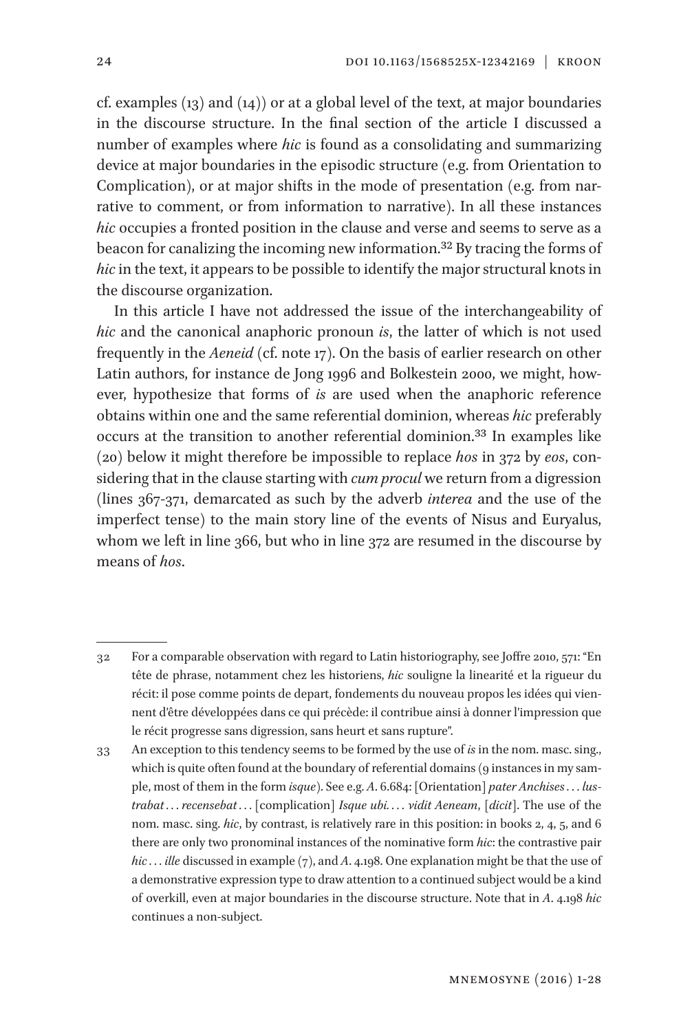cf. examples (13) and (14)) or at a global level of the text, at major boundaries in the discourse structure. In the final section of the article I discussed a number of examples where *hic* is found as a consolidating and summarizing device at major boundaries in the episodic structure (e.g. from Orientation to Complication), or at major shifts in the mode of presentation (e.g. from narrative to comment, or from information to narrative). In all these instances *hic* occupies a fronted position in the clause and verse and seems to serve as a beacon for canalizing the incoming new information.[32] By tracing the forms of *hic* in the text, it appears to be possible to identify the major structural knots in the discourse organization.

In this article I have not addressed the issue of the interchangeability of *hic* and the canonical anaphoric pronoun *is*, the latter of which is not used frequently in the *Aeneid* (cf. note 17). On the basis of earlier research on other Latin authors, for instance de Jong 1996 and Bolkestein 2000, we might, however, hypothesize that forms of *is* are used when the anaphoric reference obtains within one and the same referential dominion, whereas *hic* preferably occurs at the transition to another referential dominion.[33] In examples like (20) below it might therefore be impossible to replace *hos* in 372 by *eos*, considering that in the clause starting with *cum procul* we return from a digression (lines 367-371, demarcated as such by the adverb *interea* and the use of the imperfect tense) to the main story line of the events of Nisus and Euryalus, whom we left in line 366, but who in line 372 are resumed in the discourse by means of *hos*.

---

32 For a comparable observation with regard to Latin historiography, see Joffre 2010, 571: "En tête de phrase, notamment chez les historiens, *hic* souligne la linearité et la rigueur du récit: il pose comme points de depart, fondements du nouveau propos les idées qui viennent d'être développées dans ce qui précède: il contribue ainsi à donner l'impression que le récit progresse sans digression, sans heurt et sans rupture".

33 An exception to this tendency seems to be formed by the use of *is* in the nom. masc. sing., which is quite often found at the boundary of referential domains (9 instances in my sample, most of them in the form *isque*). See e.g. *A*. 6.684: [Orientation] *pater Anchises ... lustrabat ... recensebat ...* [complication] *Isque ubi. ... vidit Aeneam*, [*dicit*]. The use of the nom. masc. sing. *hic*, by contrast, is relatively rare in this position: in books 2, 4, 5, and 6 there are only two pronominal instances of the nominative form *hic*: the contrastive pair *hic ... ille* discussed in example (7), and *A*. 4.198. One explanation might be that the use of a demonstrative expression type to draw attention to a continued subject would be a kind of overkill, even at major boundaries in the discourse structure. Note that in *A*. 4.198 *hic* continues a non-subject.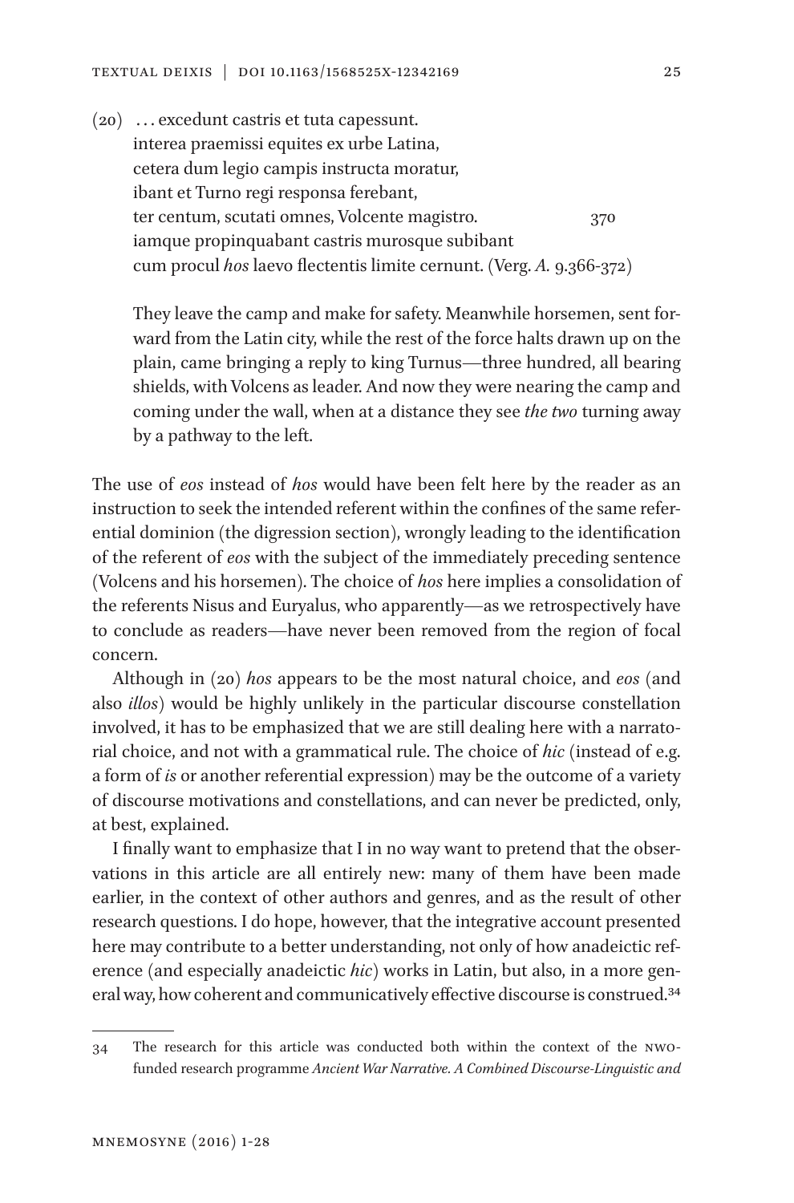(20) ... excedunt castris et tuta capessunt.
interea praemissi equites ex urbe Latina,
cetera dum legio campis instructa moratur,
ibant et Turno regi responsa ferebant,
ter centum, scutati omnes, Volcente magistro. 370
iamque propinquabant castris murosque subibant
cum procul *hos* laevo flectentis limite cernunt. (Verg. *A.* 9.366-372)

They leave the camp and make for safety. Meanwhile horsemen, sent forward from the Latin city, while the rest of the force halts drawn up on the plain, came bringing a reply to king Turnus—three hundred, all bearing shields, with Volcens as leader. And now they were nearing the camp and coming under the wall, when at a distance they see *the two* turning away by a pathway to the left.

The use of *eos* instead of *hos* would have been felt here by the reader as an instruction to seek the intended referent within the confines of the same referential dominion (the digression section), wrongly leading to the identification of the referent of *eos* with the subject of the immediately preceding sentence (Volcens and his horsemen). The choice of *hos* here implies a consolidation of the referents Nisus and Euryalus, who apparently—as we retrospectively have to conclude as readers—have never been removed from the region of focal concern.

Although in (20) *hos* appears to be the most natural choice, and *eos* (and also *illos*) would be highly unlikely in the particular discourse constellation involved, it has to be emphasized that we are still dealing here with a narratorial choice, and not with a grammatical rule. The choice of *hic* (instead of e.g. a form of *is* or another referential expression) may be the outcome of a variety of discourse motivations and constellations, and can never be predicted, only, at best, explained.

I finally want to emphasize that I in no way want to pretend that the observations in this article are all entirely new: many of them have been made earlier, in the context of other authors and genres, and as the result of other research questions. I do hope, however, that the integrative account presented here may contribute to a better understanding, not only of how anadeictic reference (and especially anadeictic *hic*) works in Latin, but also, in a more general way, how coherent and communicatively effective discourse is construed.[34]

34 The research for this article was conducted both within the context of the NWO-funded research programme *Ancient War Narrative. A Combined Discourse-Linguistic and*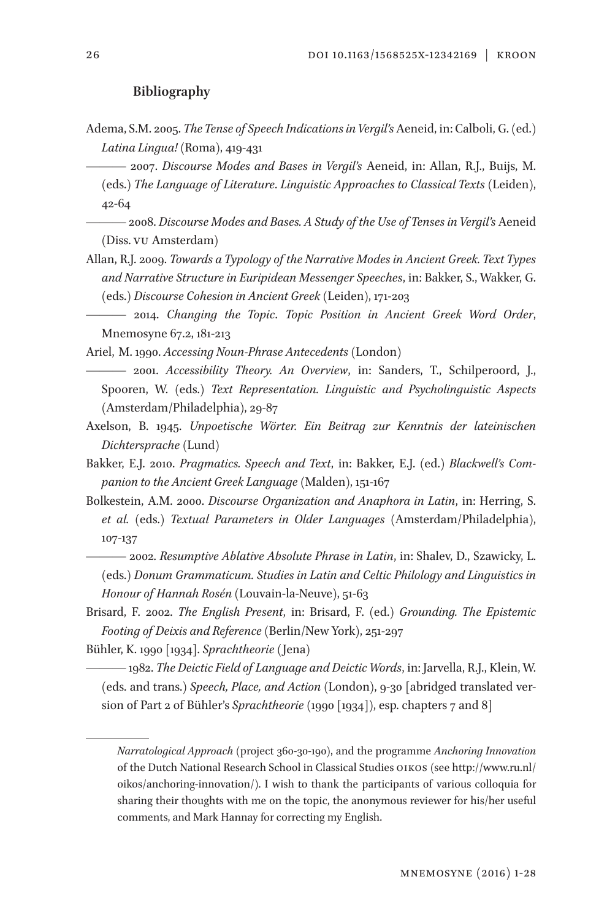## Bibliography

Adema, S.M. 2005. *The Tense of Speech Indications in Vergil's* Aeneid, in: Calboli, G. (ed.) *Latina Lingua!* (Roma), 419-431

——— 2007. *Discourse Modes and Bases in Vergil's* Aeneid, in: Allan, R.J., Buijs, M. (eds.) *The Language of Literature. Linguistic Approaches to Classical Texts* (Leiden), 42-64

——— 2008. *Discourse Modes and Bases. A Study of the Use of Tenses in Vergil's* Aeneid (Diss. VU Amsterdam)

Allan, R.J. 2009. *Towards a Typology of the Narrative Modes in Ancient Greek. Text Types and Narrative Structure in Euripidean Messenger Speeches*, in: Bakker, S., Wakker, G. (eds.) *Discourse Cohesion in Ancient Greek* (Leiden), 171-203

——— 2014. *Changing the Topic. Topic Position in Ancient Greek Word Order*, Mnemosyne 67.2, 181-213

Ariel, M. 1990. *Accessing Noun-Phrase Antecedents* (London)

——— 2001. *Accessibility Theory. An Overview*, in: Sanders, T., Schilperoord, J., Spooren, W. (eds.) *Text Representation. Linguistic and Psycholinguistic Aspects* (Amsterdam/Philadelphia), 29-87

Axelson, B. 1945. *Unpoetische Wörter. Ein Beitrag zur Kenntnis der lateinischen Dichtersprache* (Lund)

Bakker, E.J. 2010. *Pragmatics. Speech and Text*, in: Bakker, E.J. (ed.) *Blackwell's Companion to the Ancient Greek Language* (Malden), 151-167

Bolkestein, A.M. 2000. *Discourse Organization and Anaphora in Latin*, in: Herring, S. *et al.* (eds.) *Textual Parameters in Older Languages* (Amsterdam/Philadelphia), 107-137

——— 2002. *Resumptive Ablative Absolute Phrase in Latin*, in: Shalev, D., Szawicky, L. (eds.) *Donum Grammaticum. Studies in Latin and Celtic Philology and Linguistics in Honour of Hannah Rosén* (Louvain-la-Neuve), 51-63

Brisard, F. 2002. *The English Present*, in: Brisard, F. (ed.) *Grounding. The Epistemic Footing of Deixis and Reference* (Berlin/New York), 251-297

Bühler, K. 1990 [1934]. *Sprachtheorie* (Jena)

——— 1982. *The Deictic Field of Language and Deictic Words*, in: Jarvella, R.J., Klein, W. (eds. and trans.) *Speech, Place, and Action* (London), 9-30 [abridged translated version of Part 2 of Bühler's *Sprachtheorie* (1990 [1934]), esp. chapters 7 and 8]

---

*Narratological Approach* (project 360-30-190), and the programme *Anchoring Innovation* of the Dutch National Research School in Classical Studies OIKOS (see http://www.ru.nl/oikos/anchoring-innovation/). I wish to thank the participants of various colloquia for sharing their thoughts with me on the topic, the anonymous reviewer for his/her useful comments, and Mark Hannay for correcting my English.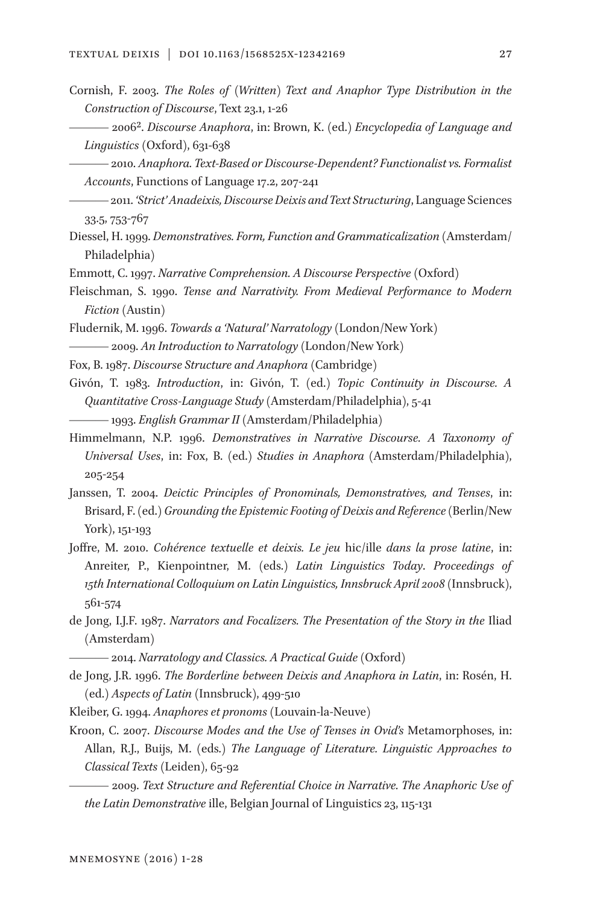Cornish, F. 2003. *The Roles of (Written) Text and Anaphor Type Distribution in the Construction of Discourse*, Text 23.1, 1-26

——— 2006[2]. *Discourse Anaphora*, in: Brown, K. (ed.) *Encyclopedia of Language and Linguistics* (Oxford), 631-638

——— 2010. *Anaphora. Text-Based or Discourse-Dependent? Functionalist vs. Formalist Accounts*, Functions of Language 17.2, 207-241

——— 2011. *'Strict' Anadeixis, Discourse Deixis and Text Structuring*, Language Sciences 33.5, 753-767

Diessel, H. 1999. *Demonstratives. Form, Function and Grammaticalization* (Amsterdam/Philadelphia)

Emmott, C. 1997. *Narrative Comprehension. A Discourse Perspective* (Oxford)

Fleischman, S. 1990. *Tense and Narrativity. From Medieval Performance to Modern Fiction* (Austin)

Fludernik, M. 1996. *Towards a 'Natural' Narratology* (London/New York)

——— 2009. *An Introduction to Narratology* (London/New York)

Fox, B. 1987. *Discourse Structure and Anaphora* (Cambridge)

Givón, T. 1983. *Introduction*, in: Givón, T. (ed.) *Topic Continuity in Discourse. A Quantitative Cross-Language Study* (Amsterdam/Philadelphia), 5-41

——— 1993. *English Grammar II* (Amsterdam/Philadelphia)

Himmelmann, N.P. 1996. *Demonstratives in Narrative Discourse. A Taxonomy of Universal Uses*, in: Fox, B. (ed.) *Studies in Anaphora* (Amsterdam/Philadelphia), 205-254

Janssen, T. 2004. *Deictic Principles of Pronominals, Demonstratives, and Tenses*, in: Brisard, F. (ed.) *Grounding the Epistemic Footing of Deixis and Reference* (Berlin/New York), 151-193

Joffre, M. 2010. *Cohérence textuelle et deixis. Le jeu* hic/ille *dans la prose latine*, in: Anreiter, P., Kienpointner, M. (eds.) *Latin Linguistics Today*. *Proceedings of 15th International Colloquium on Latin Linguistics, Innsbruck April 2008* (Innsbruck), 561-574

de Jong, I.J.F. 1987. *Narrators and Focalizers. The Presentation of the Story in the* Iliad (Amsterdam)

——— 2014. *Narratology and Classics. A Practical Guide* (Oxford)

de Jong, J.R. 1996. *The Borderline between Deixis and Anaphora in Latin*, in: Rosén, H. (ed.) *Aspects of Latin* (Innsbruck), 499-510

Kleiber, G. 1994. *Anaphores et pronoms* (Louvain-la-Neuve)

Kroon, C. 2007. *Discourse Modes and the Use of Tenses in Ovid's* Metamorphoses, in: Allan, R.J., Buijs, M. (eds.) *The Language of Literature. Linguistic Approaches to Classical Texts* (Leiden), 65-92

——— 2009. *Text Structure and Referential Choice in Narrative. The Anaphoric Use of the Latin Demonstrative* ille, Belgian Journal of Linguistics 23, 115-131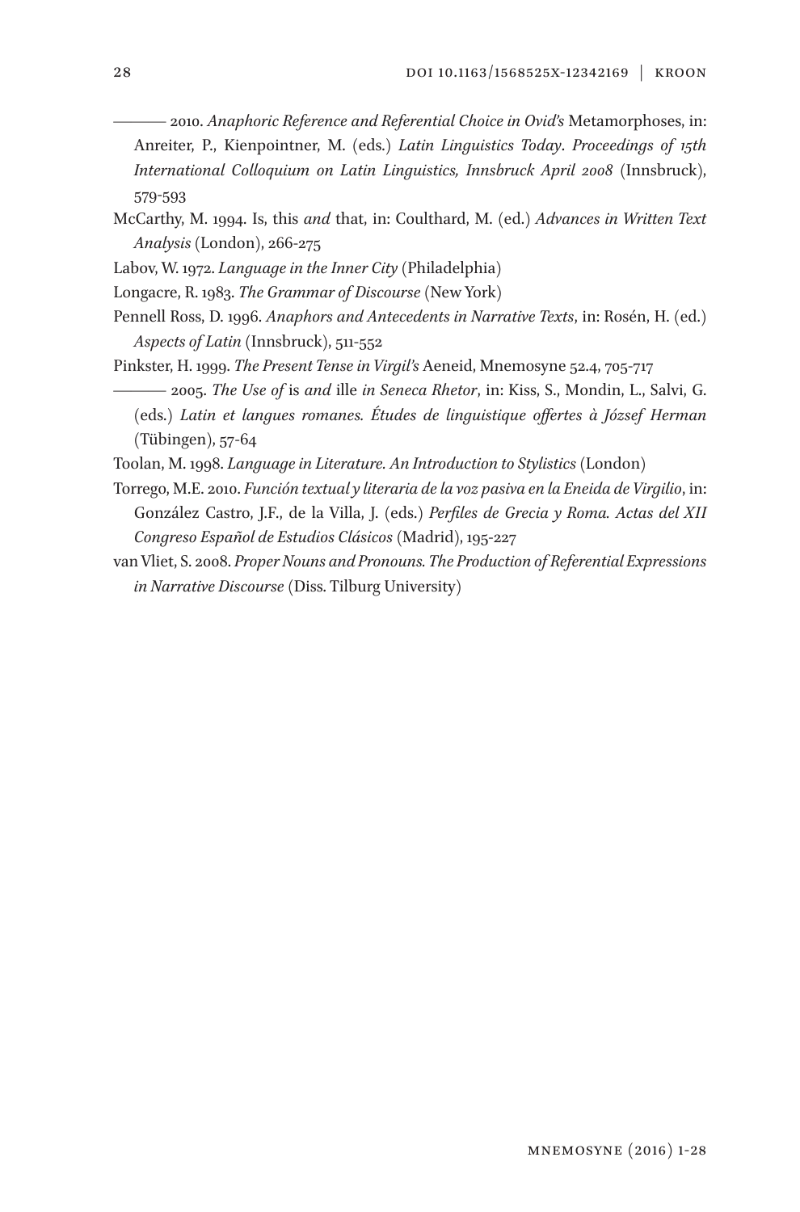——— 2010. *Anaphoric Reference and Referential Choice in Ovid's* Metamorphoses, in: Anreiter, P., Kienpointner, M. (eds.) *Latin Linguistics Today*. *Proceedings of 15th International Colloquium on Latin Linguistics, Innsbruck April 2008* (Innsbruck), 579-593

McCarthy, M. 1994. Is, this *and* that, in: Coulthard, M. (ed.) *Advances in Written Text Analysis* (London), 266-275

Labov, W. 1972. *Language in the Inner City* (Philadelphia)

Longacre, R. 1983. *The Grammar of Discourse* (New York)

Pennell Ross, D. 1996. *Anaphors and Antecedents in Narrative Texts*, in: Rosén, H. (ed.) *Aspects of Latin* (Innsbruck), 511-552

Pinkster, H. 1999. *The Present Tense in Virgil's* Aeneid, Mnemosyne 52.4, 705-717

——— 2005. *The Use of* is *and* ille *in Seneca Rhetor*, in: Kiss, S., Mondin, L., Salvi, G. (eds.) *Latin et langues romanes. Études de linguistique offertes à József Herman* (Tübingen), 57-64

Toolan, M. 1998. *Language in Literature. An Introduction to Stylistics* (London)

Torrego, M.E. 2010. *Función textual y literaria de la voz pasiva en la Eneida de Virgilio*, in: González Castro, J.F., de la Villa, J. (eds.) *Perfiles de Grecia y Roma. Actas del XII Congreso Español de Estudios Clásicos* (Madrid), 195-227

van Vliet, S. 2008. *Proper Nouns and Pronouns. The Production of Referential Expressions in Narrative Discourse* (Diss. Tilburg University)